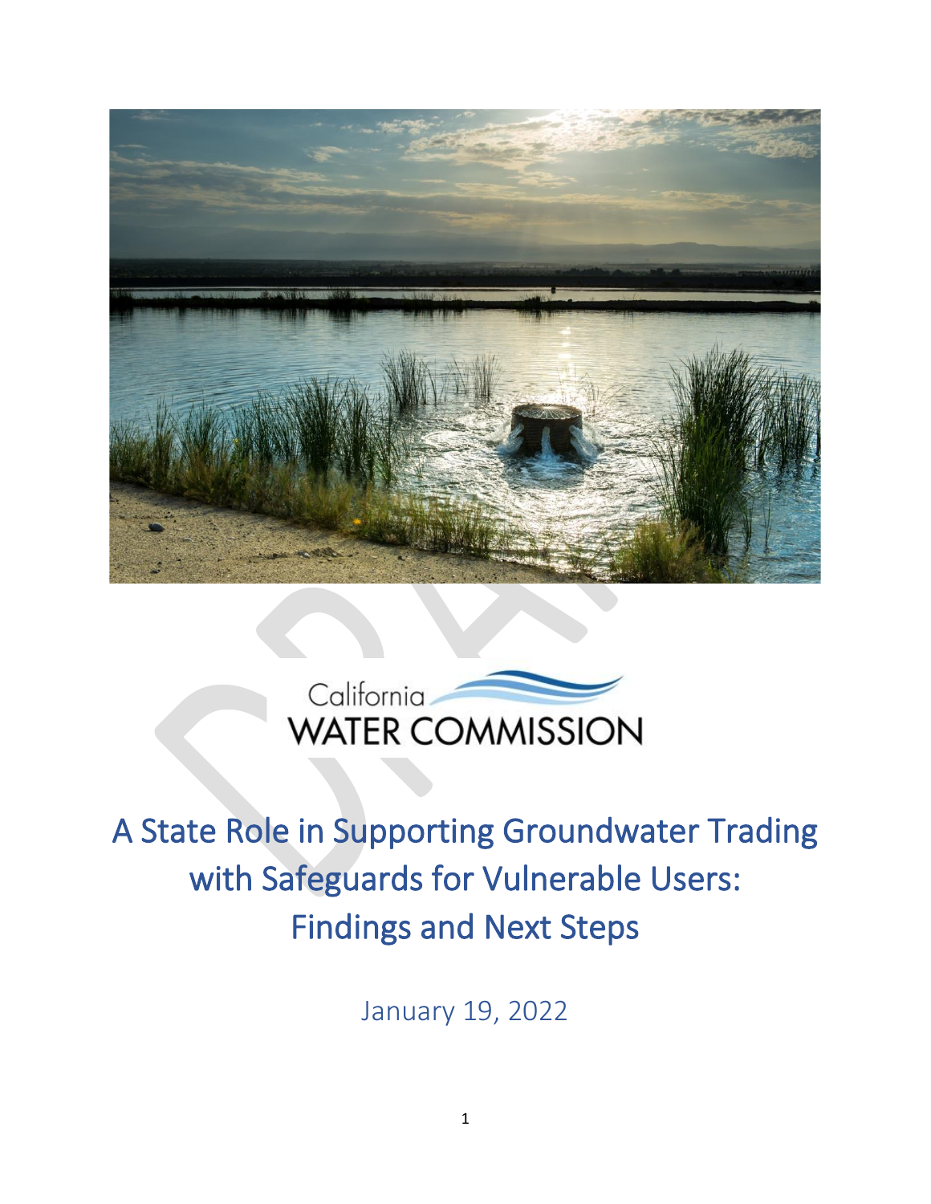California WATER COMMISSION

# A State Role in Supporting Groundwater Trading with Safeguards for Vulnerable Users: Findings and Next Steps

January 19, 2022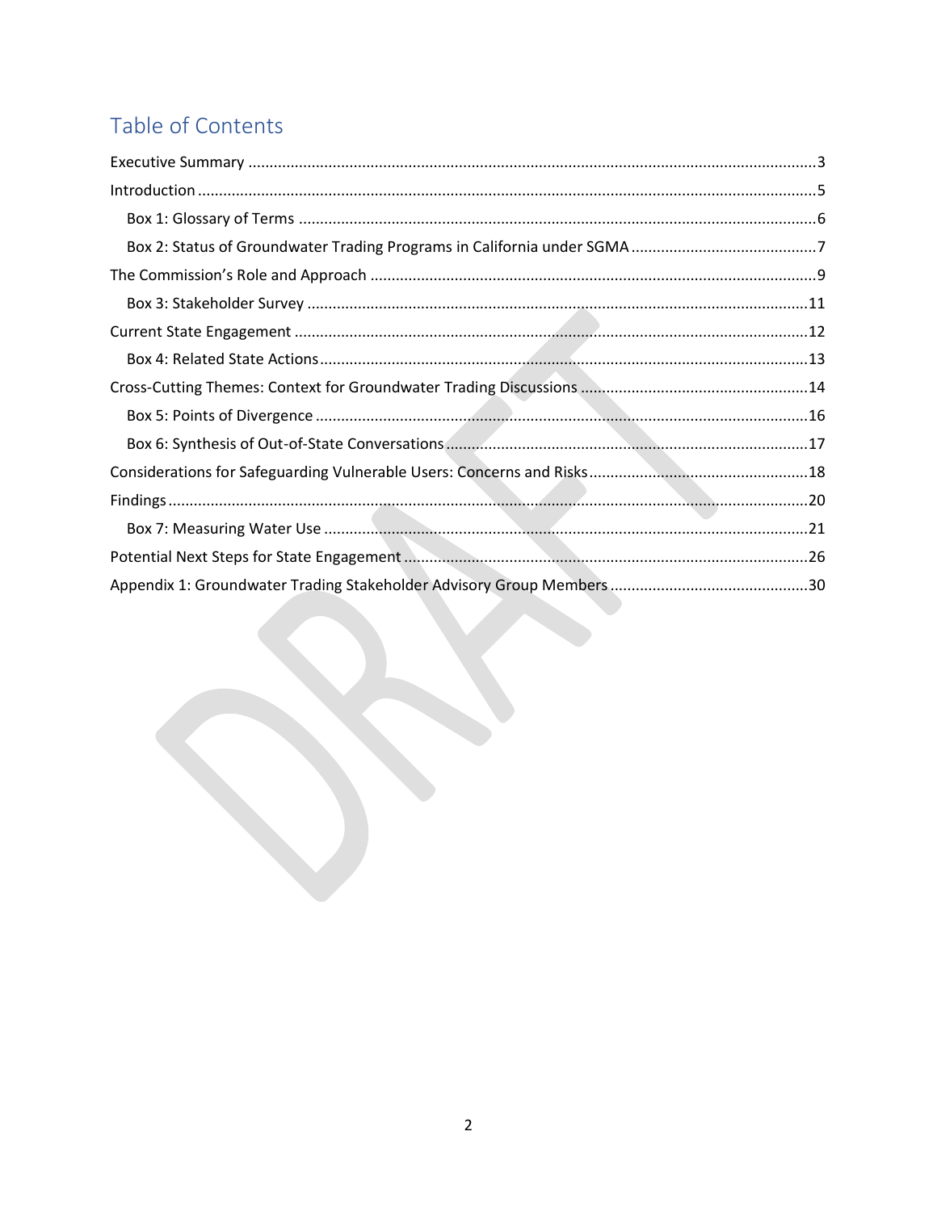# Table of Contents

Executive Summary .....3

Introduction .....5

- Box 1: Glossary of Terms .....6
- Box 2: Status of Groundwater Trading Programs in California under SGMA .....7

The Commission's Role and Approach .....9

- Box 3: Stakeholder Survey .....11

Current State Engagement .....12

- Box 4: Related State Actions .....13

Cross-Cutting Themes: Context for Groundwater Trading Discussions .....14

- Box 5: Points of Divergence .....16
- Box 6: Synthesis of Out-of-State Conversations .....17

Considerations for Safeguarding Vulnerable Users: Concerns and Risks .....18

Findings .....20

- Box 7: Measuring Water Use .....21

Potential Next Steps for State Engagement .....26

Appendix 1: Groundwater Trading Stakeholder Advisory Group Members .....30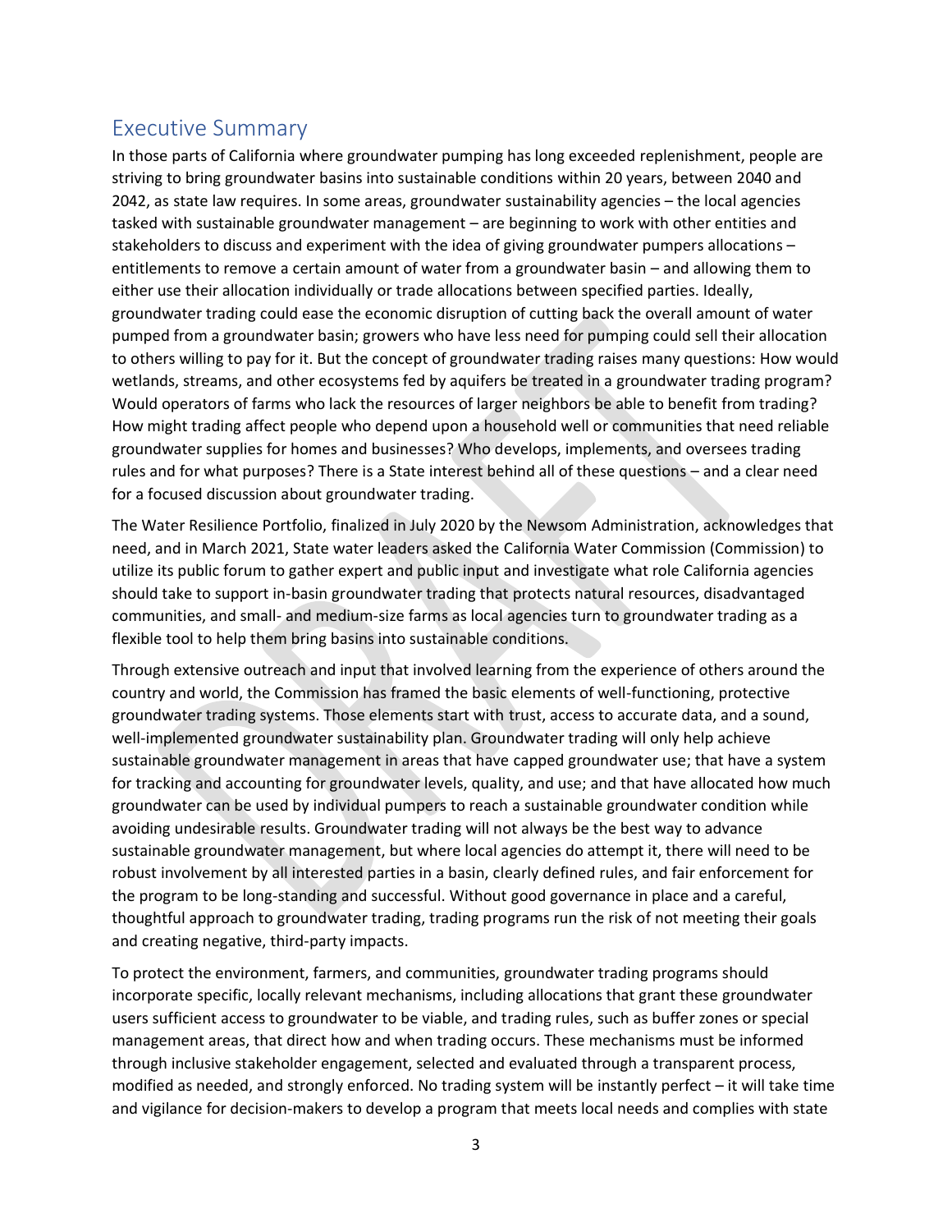## Executive Summary

In those parts of California where groundwater pumping has long exceeded replenishment, people are striving to bring groundwater basins into sustainable conditions within 20 years, between 2040 and 2042, as state law requires. In some areas, groundwater sustainability agencies – the local agencies tasked with sustainable groundwater management – are beginning to work with other entities and stakeholders to discuss and experiment with the idea of giving groundwater pumpers allocations – entitlements to remove a certain amount of water from a groundwater basin – and allowing them to either use their allocation individually or trade allocations between specified parties. Ideally, groundwater trading could ease the economic disruption of cutting back the overall amount of water pumped from a groundwater basin; growers who have less need for pumping could sell their allocation to others willing to pay for it. But the concept of groundwater trading raises many questions: How would wetlands, streams, and other ecosystems fed by aquifers be treated in a groundwater trading program? Would operators of farms who lack the resources of larger neighbors be able to benefit from trading? How might trading affect people who depend upon a household well or communities that need reliable groundwater supplies for homes and businesses? Who develops, implements, and oversees trading rules and for what purposes? There is a State interest behind all of these questions – and a clear need for a focused discussion about groundwater trading.

The Water Resilience Portfolio, finalized in July 2020 by the Newsom Administration, acknowledges that need, and in March 2021, State water leaders asked the California Water Commission (Commission) to utilize its public forum to gather expert and public input and investigate what role California agencies should take to support in-basin groundwater trading that protects natural resources, disadvantaged communities, and small- and medium-size farms as local agencies turn to groundwater trading as a flexible tool to help them bring basins into sustainable conditions.

Through extensive outreach and input that involved learning from the experience of others around the country and world, the Commission has framed the basic elements of well-functioning, protective groundwater trading systems. Those elements start with trust, access to accurate data, and a sound, well-implemented groundwater sustainability plan. Groundwater trading will only help achieve sustainable groundwater management in areas that have capped groundwater use; that have a system for tracking and accounting for groundwater levels, quality, and use; and that have allocated how much groundwater can be used by individual pumpers to reach a sustainable groundwater condition while avoiding undesirable results. Groundwater trading will not always be the best way to advance sustainable groundwater management, but where local agencies do attempt it, there will need to be robust involvement by all interested parties in a basin, clearly defined rules, and fair enforcement for the program to be long-standing and successful. Without good governance in place and a careful, thoughtful approach to groundwater trading, trading programs run the risk of not meeting their goals and creating negative, third-party impacts.

To protect the environment, farmers, and communities, groundwater trading programs should incorporate specific, locally relevant mechanisms, including allocations that grant these groundwater users sufficient access to groundwater to be viable, and trading rules, such as buffer zones or special management areas, that direct how and when trading occurs. These mechanisms must be informed through inclusive stakeholder engagement, selected and evaluated through a transparent process, modified as needed, and strongly enforced. No trading system will be instantly perfect – it will take time and vigilance for decision-makers to develop a program that meets local needs and complies with state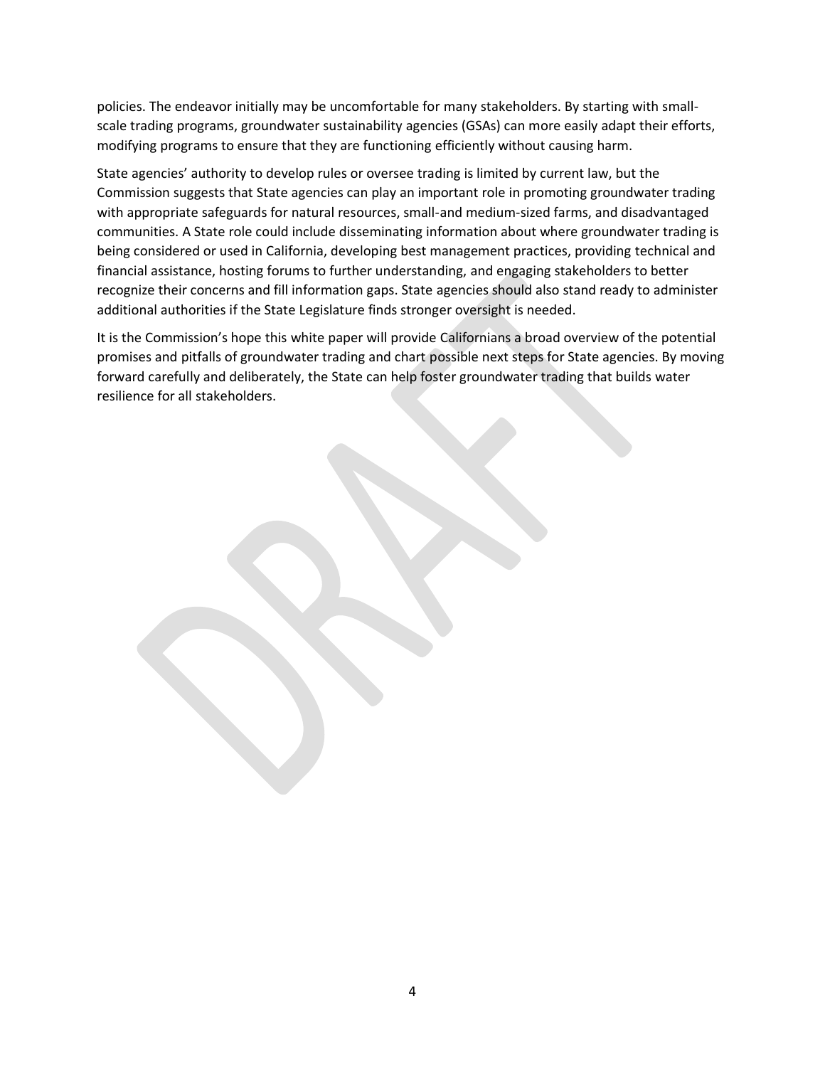policies. The endeavor initially may be uncomfortable for many stakeholders. By starting with small-scale trading programs, groundwater sustainability agencies (GSAs) can more easily adapt their efforts, modifying programs to ensure that they are functioning efficiently without causing harm.

State agencies' authority to develop rules or oversee trading is limited by current law, but the Commission suggests that State agencies can play an important role in promoting groundwater trading with appropriate safeguards for natural resources, small-and medium-sized farms, and disadvantaged communities. A State role could include disseminating information about where groundwater trading is being considered or used in California, developing best management practices, providing technical and financial assistance, hosting forums to further understanding, and engaging stakeholders to better recognize their concerns and fill information gaps. State agencies should also stand ready to administer additional authorities if the State Legislature finds stronger oversight is needed.

It is the Commission's hope this white paper will provide Californians a broad overview of the potential promises and pitfalls of groundwater trading and chart possible next steps for State agencies. By moving forward carefully and deliberately, the State can help foster groundwater trading that builds water resilience for all stakeholders.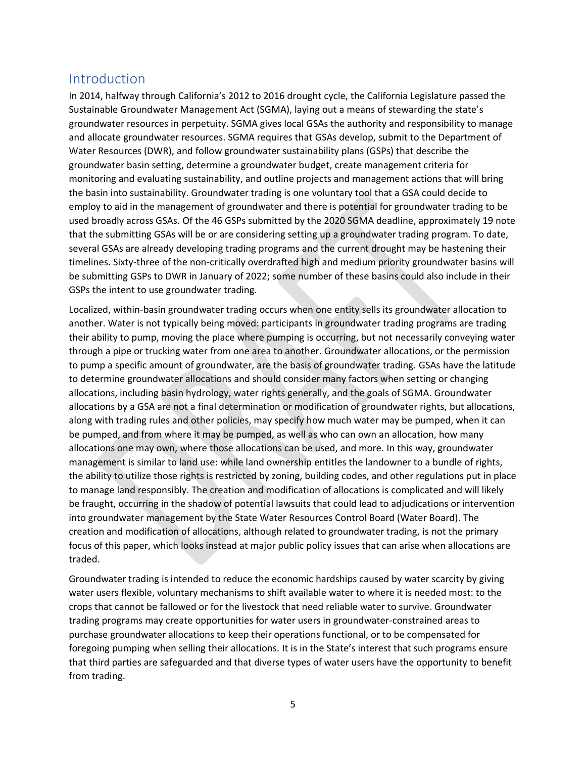## Introduction

In 2014, halfway through California's 2012 to 2016 drought cycle, the California Legislature passed the Sustainable Groundwater Management Act (SGMA), laying out a means of stewarding the state's groundwater resources in perpetuity. SGMA gives local GSAs the authority and responsibility to manage and allocate groundwater resources. SGMA requires that GSAs develop, submit to the Department of Water Resources (DWR), and follow groundwater sustainability plans (GSPs) that describe the groundwater basin setting, determine a groundwater budget, create management criteria for monitoring and evaluating sustainability, and outline projects and management actions that will bring the basin into sustainability. Groundwater trading is one voluntary tool that a GSA could decide to employ to aid in the management of groundwater and there is potential for groundwater trading to be used broadly across GSAs. Of the 46 GSPs submitted by the 2020 SGMA deadline, approximately 19 note that the submitting GSAs will be or are considering setting up a groundwater trading program. To date, several GSAs are already developing trading programs and the current drought may be hastening their timelines. Sixty-three of the non-critically overdrafted high and medium priority groundwater basins will be submitting GSPs to DWR in January of 2022; some number of these basins could also include in their GSPs the intent to use groundwater trading.

Localized, within-basin groundwater trading occurs when one entity sells its groundwater allocation to another. Water is not typically being moved: participants in groundwater trading programs are trading their ability to pump, moving the place where pumping is occurring, but not necessarily conveying water through a pipe or trucking water from one area to another. Groundwater allocations, or the permission to pump a specific amount of groundwater, are the basis of groundwater trading. GSAs have the latitude to determine groundwater allocations and should consider many factors when setting or changing allocations, including basin hydrology, water rights generally, and the goals of SGMA. Groundwater allocations by a GSA are not a final determination or modification of groundwater rights, but allocations, along with trading rules and other policies, may specify how much water may be pumped, when it can be pumped, and from where it may be pumped, as well as who can own an allocation, how many allocations one may own, where those allocations can be used, and more. In this way, groundwater management is similar to land use: while land ownership entitles the landowner to a bundle of rights, the ability to utilize those rights is restricted by zoning, building codes, and other regulations put in place to manage land responsibly. The creation and modification of allocations is complicated and will likely be fraught, occurring in the shadow of potential lawsuits that could lead to adjudications or intervention into groundwater management by the State Water Resources Control Board (Water Board). The creation and modification of allocations, although related to groundwater trading, is not the primary focus of this paper, which looks instead at major public policy issues that can arise when allocations are traded.

Groundwater trading is intended to reduce the economic hardships caused by water scarcity by giving water users flexible, voluntary mechanisms to shift available water to where it is needed most: to the crops that cannot be fallowed or for the livestock that need reliable water to survive. Groundwater trading programs may create opportunities for water users in groundwater-constrained areas to purchase groundwater allocations to keep their operations functional, or to be compensated for foregoing pumping when selling their allocations. It is in the State's interest that such programs ensure that third parties are safeguarded and that diverse types of water users have the opportunity to benefit from trading.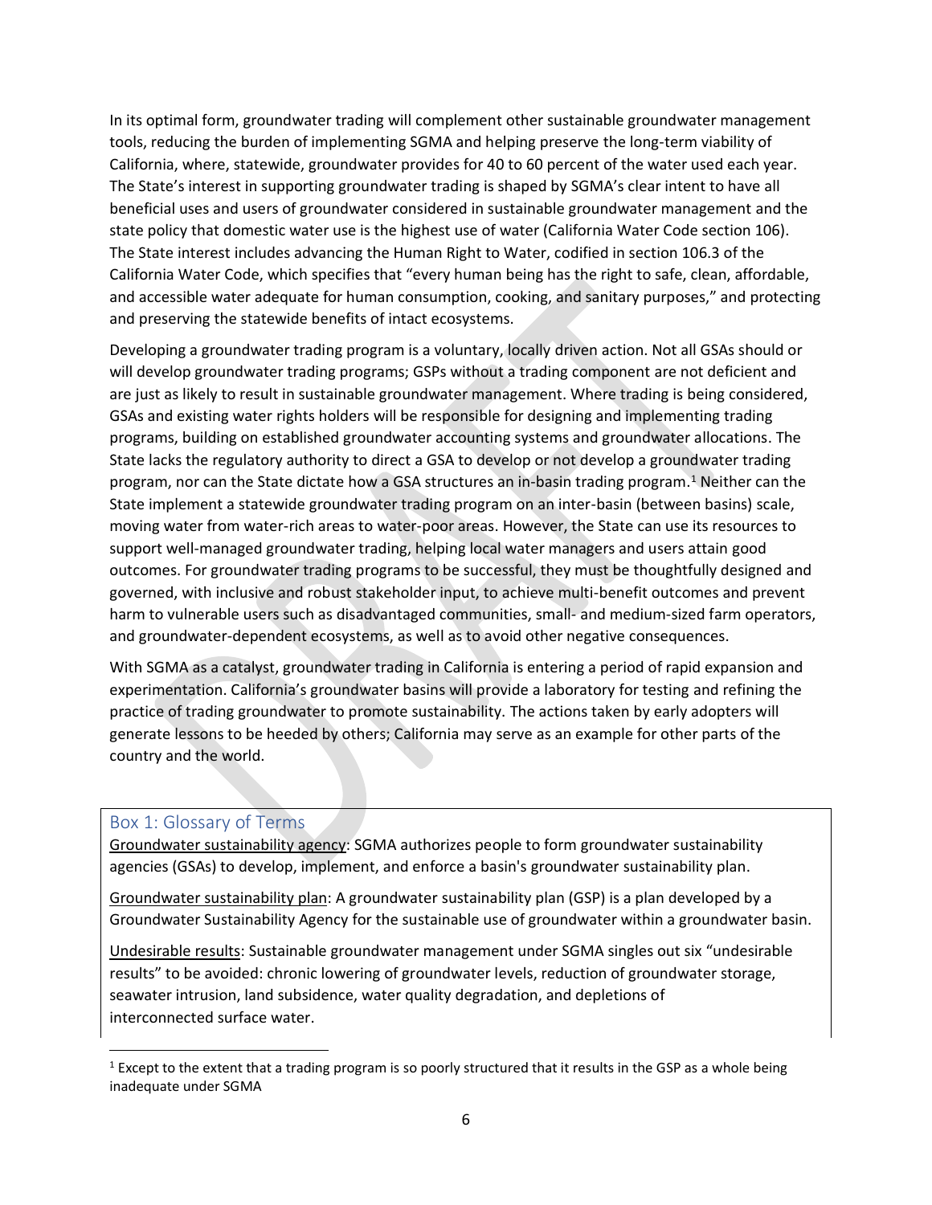In its optimal form, groundwater trading will complement other sustainable groundwater management tools, reducing the burden of implementing SGMA and helping preserve the long-term viability of California, where, statewide, groundwater provides for 40 to 60 percent of the water used each year. The State's interest in supporting groundwater trading is shaped by SGMA's clear intent to have all beneficial uses and users of groundwater considered in sustainable groundwater management and the state policy that domestic water use is the highest use of water (California Water Code section 106). The State interest includes advancing the Human Right to Water, codified in section 106.3 of the California Water Code, which specifies that "every human being has the right to safe, clean, affordable, and accessible water adequate for human consumption, cooking, and sanitary purposes," and protecting and preserving the statewide benefits of intact ecosystems.

Developing a groundwater trading program is a voluntary, locally driven action. Not all GSAs should or will develop groundwater trading programs; GSPs without a trading component are not deficient and are just as likely to result in sustainable groundwater management. Where trading is being considered, GSAs and existing water rights holders will be responsible for designing and implementing trading programs, building on established groundwater accounting systems and groundwater allocations. The State lacks the regulatory authority to direct a GSA to develop or not develop a groundwater trading program, nor can the State dictate how a GSA structures an in-basin trading program.[1] Neither can the State implement a statewide groundwater trading program on an inter-basin (between basins) scale, moving water from water-rich areas to water-poor areas. However, the State can use its resources to support well-managed groundwater trading, helping local water managers and users attain good outcomes. For groundwater trading programs to be successful, they must be thoughtfully designed and governed, with inclusive and robust stakeholder input, to achieve multi-benefit outcomes and prevent harm to vulnerable users such as disadvantaged communities, small- and medium-sized farm operators, and groundwater-dependent ecosystems, as well as to avoid other negative consequences.

With SGMA as a catalyst, groundwater trading in California is entering a period of rapid expansion and experimentation. California's groundwater basins will provide a laboratory for testing and refining the practice of trading groundwater to promote sustainability. The actions taken by early adopters will generate lessons to be heeded by others; California may serve as an example for other parts of the country and the world.

## Box 1: Glossary of Terms

Groundwater sustainability agency: SGMA authorizes people to form groundwater sustainability agencies (GSAs) to develop, implement, and enforce a basin's groundwater sustainability plan.

Groundwater sustainability plan: A groundwater sustainability plan (GSP) is a plan developed by a Groundwater Sustainability Agency for the sustainable use of groundwater within a groundwater basin.

Undesirable results: Sustainable groundwater management under SGMA singles out six "undesirable results" to be avoided: chronic lowering of groundwater levels, reduction of groundwater storage, seawater intrusion, land subsidence, water quality degradation, and depletions of interconnected surface water.

[1] Except to the extent that a trading program is so poorly structured that it results in the GSP as a whole being inadequate under SGMA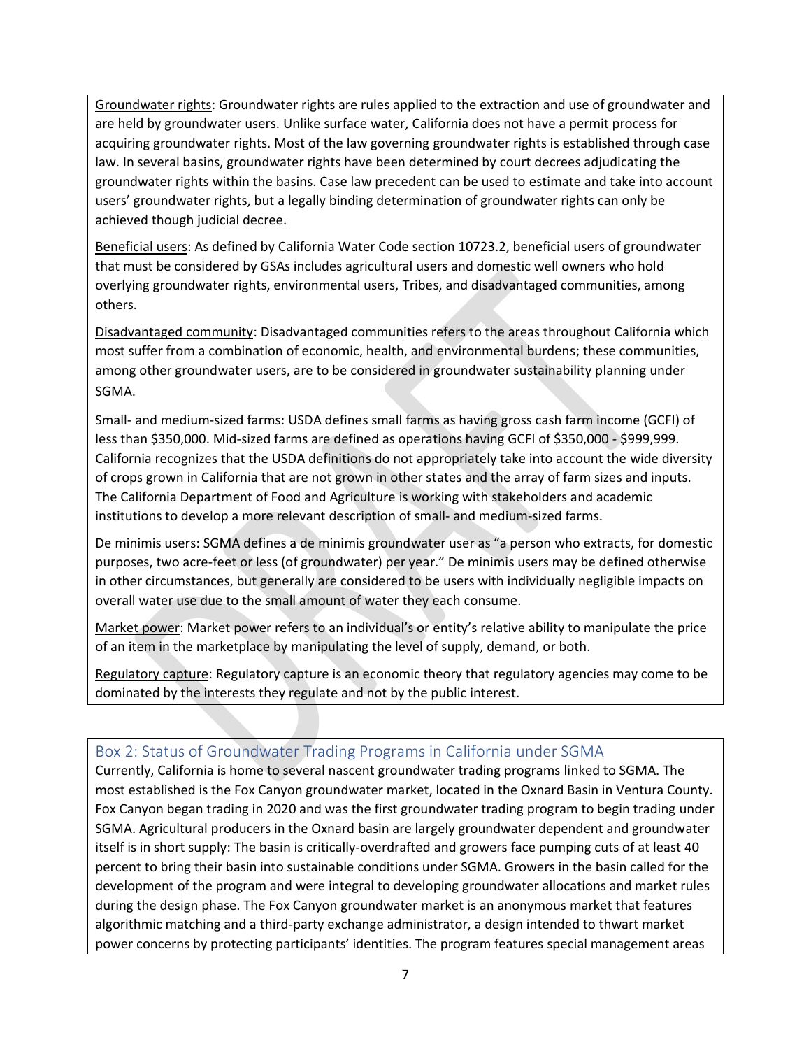Groundwater rights: Groundwater rights are rules applied to the extraction and use of groundwater and are held by groundwater users. Unlike surface water, California does not have a permit process for acquiring groundwater rights. Most of the law governing groundwater rights is established through case law. In several basins, groundwater rights have been determined by court decrees adjudicating the groundwater rights within the basins. Case law precedent can be used to estimate and take into account users' groundwater rights, but a legally binding determination of groundwater rights can only be achieved though judicial decree.

Beneficial users: As defined by California Water Code section 10723.2, beneficial users of groundwater that must be considered by GSAs includes agricultural users and domestic well owners who hold overlying groundwater rights, environmental users, Tribes, and disadvantaged communities, among others.

Disadvantaged community: Disadvantaged communities refers to the areas throughout California which most suffer from a combination of economic, health, and environmental burdens; these communities, among other groundwater users, are to be considered in groundwater sustainability planning under SGMA.

Small- and medium-sized farms: USDA defines small farms as having gross cash farm income (GCFI) of less than $350,000. Mid-sized farms are defined as operations having GCFI of $350,000 - $999,999. California recognizes that the USDA definitions do not appropriately take into account the wide diversity of crops grown in California that are not grown in other states and the array of farm sizes and inputs. The California Department of Food and Agriculture is working with stakeholders and academic institutions to develop a more relevant description of small- and medium-sized farms.

De minimis users: SGMA defines a de minimis groundwater user as "a person who extracts, for domestic purposes, two acre-feet or less (of groundwater) per year." De minimis users may be defined otherwise in other circumstances, but generally are considered to be users with individually negligible impacts on overall water use due to the small amount of water they each consume.

Market power: Market power refers to an individual's or entity's relative ability to manipulate the price of an item in the marketplace by manipulating the level of supply, demand, or both.

Regulatory capture: Regulatory capture is an economic theory that regulatory agencies may come to be dominated by the interests they regulate and not by the public interest.

## Box 2: Status of Groundwater Trading Programs in California under SGMA

Currently, California is home to several nascent groundwater trading programs linked to SGMA. The most established is the Fox Canyon groundwater market, located in the Oxnard Basin in Ventura County. Fox Canyon began trading in 2020 and was the first groundwater trading program to begin trading under SGMA. Agricultural producers in the Oxnard basin are largely groundwater dependent and groundwater itself is in short supply: The basin is critically-overdrafted and growers face pumping cuts of at least 40 percent to bring their basin into sustainable conditions under SGMA. Growers in the basin called for the development of the program and were integral to developing groundwater allocations and market rules during the design phase. The Fox Canyon groundwater market is an anonymous market that features algorithmic matching and a third-party exchange administrator, a design intended to thwart market power concerns by protecting participants' identities. The program features special management areas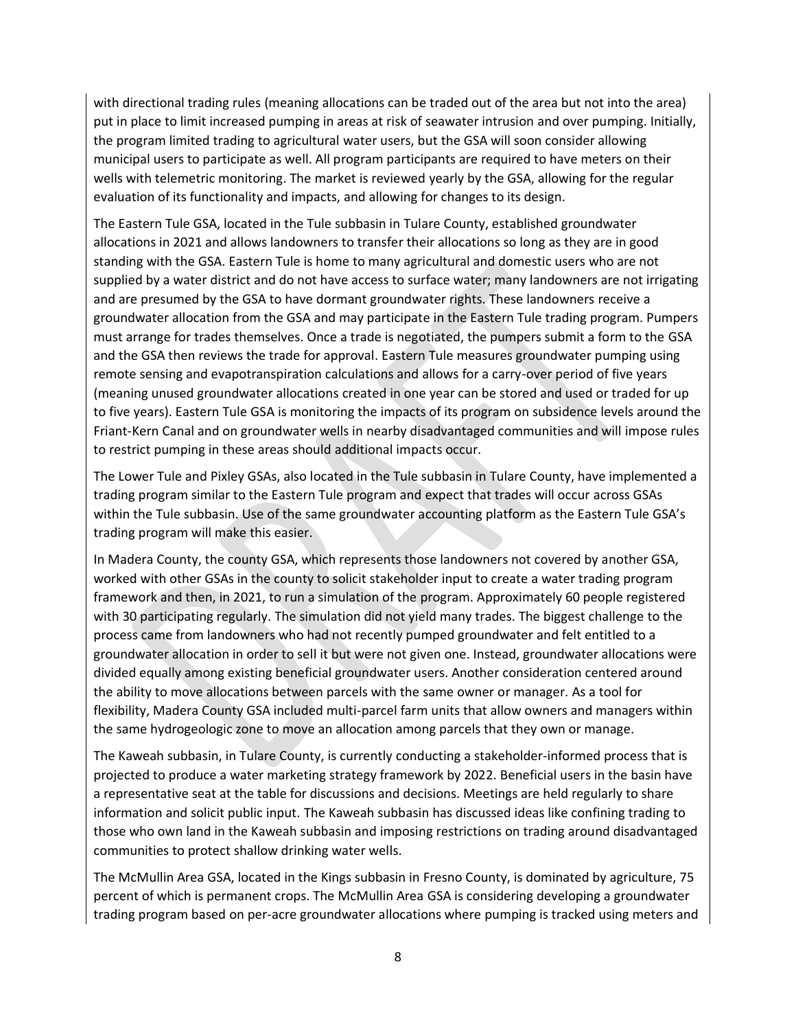with directional trading rules (meaning allocations can be traded out of the area but not into the area) put in place to limit increased pumping in areas at risk of seawater intrusion and over pumping. Initially, the program limited trading to agricultural water users, but the GSA will soon consider allowing municipal users to participate as well. All program participants are required to have meters on their wells with telemetric monitoring. The market is reviewed yearly by the GSA, allowing for the regular evaluation of its functionality and impacts, and allowing for changes to its design.

The Eastern Tule GSA, located in the Tule subbasin in Tulare County, established groundwater allocations in 2021 and allows landowners to transfer their allocations so long as they are in good standing with the GSA. Eastern Tule is home to many agricultural and domestic users who are not supplied by a water district and do not have access to surface water; many landowners are not irrigating and are presumed by the GSA to have dormant groundwater rights. These landowners receive a groundwater allocation from the GSA and may participate in the Eastern Tule trading program. Pumpers must arrange for trades themselves. Once a trade is negotiated, the pumpers submit a form to the GSA and the GSA then reviews the trade for approval. Eastern Tule measures groundwater pumping using remote sensing and evapotranspiration calculations and allows for a carry-over period of five years (meaning unused groundwater allocations created in one year can be stored and used or traded for up to five years). Eastern Tule GSA is monitoring the impacts of its program on subsidence levels around the Friant-Kern Canal and on groundwater wells in nearby disadvantaged communities and will impose rules to restrict pumping in these areas should additional impacts occur.

The Lower Tule and Pixley GSAs, also located in the Tule subbasin in Tulare County, have implemented a trading program similar to the Eastern Tule program and expect that trades will occur across GSAs within the Tule subbasin. Use of the same groundwater accounting platform as the Eastern Tule GSA's trading program will make this easier.

In Madera County, the county GSA, which represents those landowners not covered by another GSA, worked with other GSAs in the county to solicit stakeholder input to create a water trading program framework and then, in 2021, to run a simulation of the program. Approximately 60 people registered with 30 participating regularly. The simulation did not yield many trades. The biggest challenge to the process came from landowners who had not recently pumped groundwater and felt entitled to a groundwater allocation in order to sell it but were not given one. Instead, groundwater allocations were divided equally among existing beneficial groundwater users. Another consideration centered around the ability to move allocations between parcels with the same owner or manager. As a tool for flexibility, Madera County GSA included multi-parcel farm units that allow owners and managers within the same hydrogeologic zone to move an allocation among parcels that they own or manage.

The Kaweah subbasin, in Tulare County, is currently conducting a stakeholder-informed process that is projected to produce a water marketing strategy framework by 2022. Beneficial users in the basin have a representative seat at the table for discussions and decisions. Meetings are held regularly to share information and solicit public input. The Kaweah subbasin has discussed ideas like confining trading to those who own land in the Kaweah subbasin and imposing restrictions on trading around disadvantaged communities to protect shallow drinking water wells.

The McMullin Area GSA, located in the Kings subbasin in Fresno County, is dominated by agriculture, 75 percent of which is permanent crops. The McMullin Area GSA is considering developing a groundwater trading program based on per-acre groundwater allocations where pumping is tracked using meters and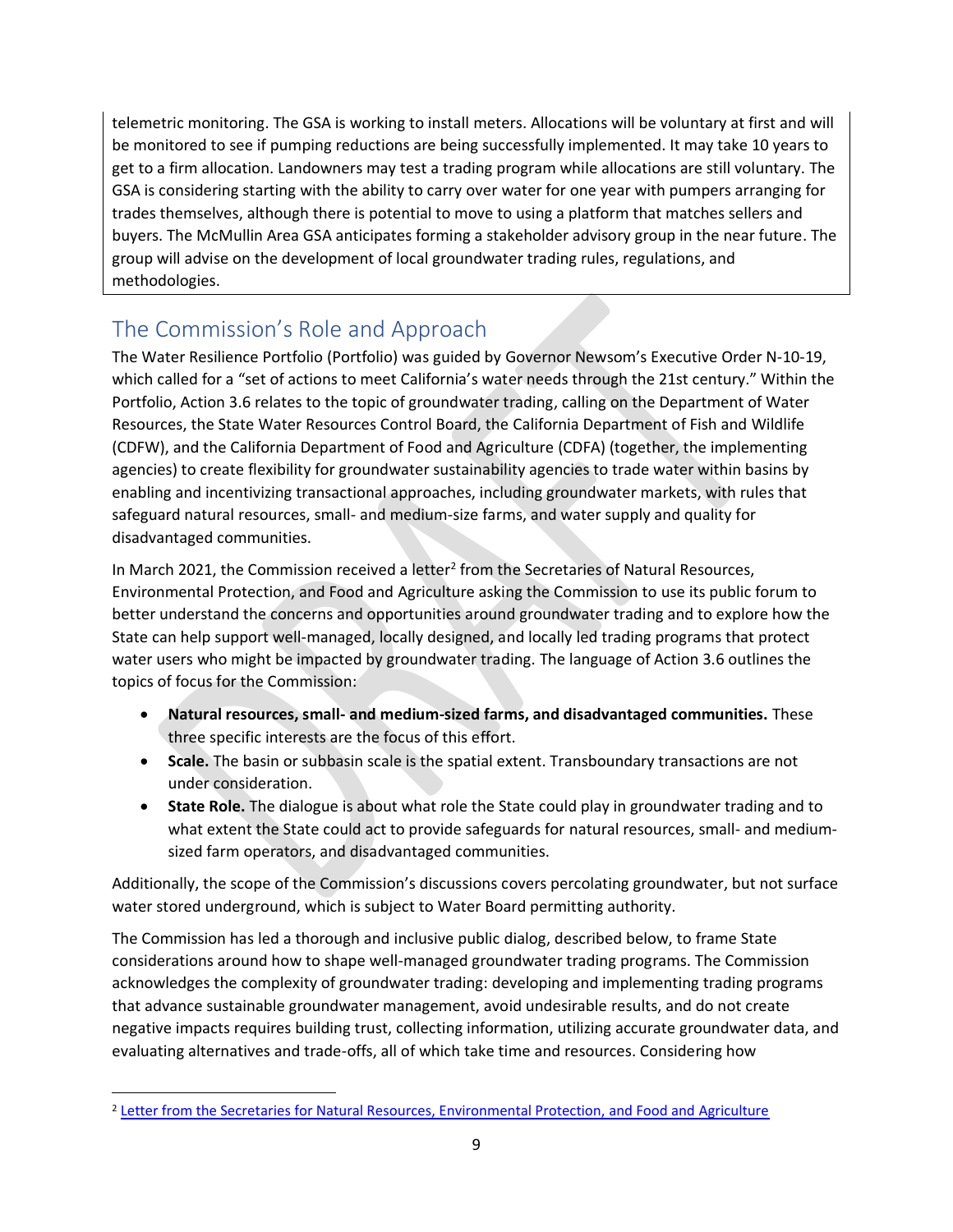telemetric monitoring. The GSA is working to install meters. Allocations will be voluntary at first and will be monitored to see if pumping reductions are being successfully implemented. It may take 10 years to get to a firm allocation. Landowners may test a trading program while allocations are still voluntary. The GSA is considering starting with the ability to carry over water for one year with pumpers arranging for trades themselves, although there is potential to move to using a platform that matches sellers and buyers. The McMullin Area GSA anticipates forming a stakeholder advisory group in the near future. The group will advise on the development of local groundwater trading rules, regulations, and methodologies.

## The Commission's Role and Approach

The Water Resilience Portfolio (Portfolio) was guided by Governor Newsom's Executive Order N-10-19, which called for a "set of actions to meet California's water needs through the 21st century." Within the Portfolio, Action 3.6 relates to the topic of groundwater trading, calling on the Department of Water Resources, the State Water Resources Control Board, the California Department of Fish and Wildlife (CDFW), and the California Department of Food and Agriculture (CDFA) (together, the implementing agencies) to create flexibility for groundwater sustainability agencies to trade water within basins by enabling and incentivizing transactional approaches, including groundwater markets, with rules that safeguard natural resources, small- and medium-size farms, and water supply and quality for disadvantaged communities.

In March 2021, the Commission received a letter[2] from the Secretaries of Natural Resources, Environmental Protection, and Food and Agriculture asking the Commission to use its public forum to better understand the concerns and opportunities around groundwater trading and to explore how the State can help support well-managed, locally designed, and locally led trading programs that protect water users who might be impacted by groundwater trading. The language of Action 3.6 outlines the topics of focus for the Commission:

- **Natural resources, small- and medium-sized farms, and disadvantaged communities.** These three specific interests are the focus of this effort.
- **Scale.** The basin or subbasin scale is the spatial extent. Transboundary transactions are not under consideration.
- **State Role.** The dialogue is about what role the State could play in groundwater trading and to what extent the State could act to provide safeguards for natural resources, small- and medium-sized farm operators, and disadvantaged communities.

Additionally, the scope of the Commission's discussions covers percolating groundwater, but not surface water stored underground, which is subject to Water Board permitting authority.

The Commission has led a thorough and inclusive public dialog, described below, to frame State considerations around how to shape well-managed groundwater trading programs. The Commission acknowledges the complexity of groundwater trading: developing and implementing trading programs that advance sustainable groundwater management, avoid undesirable results, and do not create negative impacts requires building trust, collecting information, utilizing accurate groundwater data, and evaluating alternatives and trade-offs, all of which take time and resources. Considering how

[2] Letter from the Secretaries for Natural Resources, Environmental Protection, and Food and Agriculture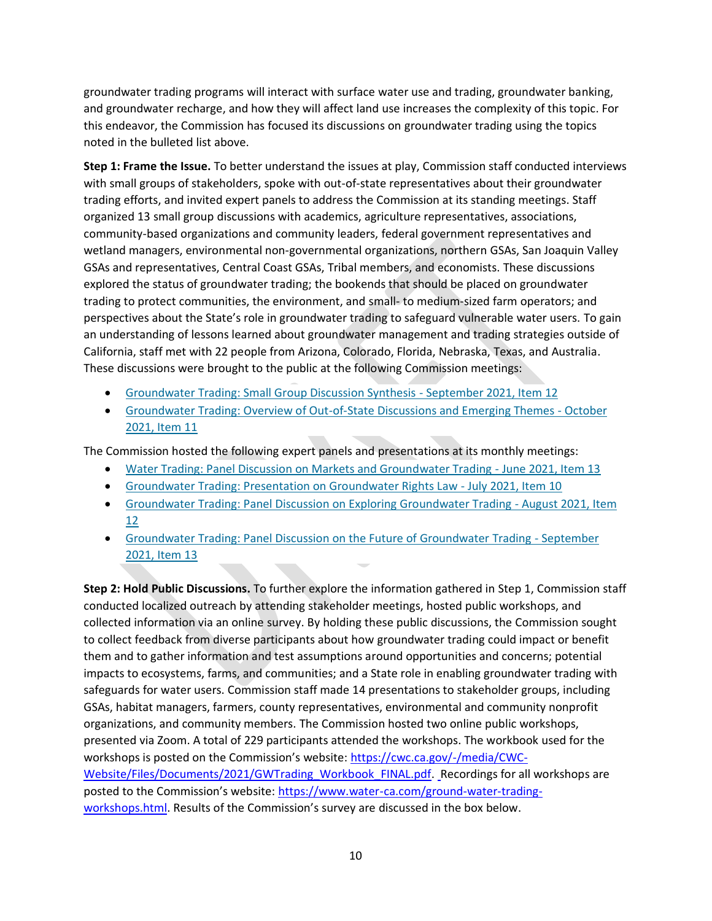groundwater trading programs will interact with surface water use and trading, groundwater banking, and groundwater recharge, and how they will affect land use increases the complexity of this topic. For this endeavor, the Commission has focused its discussions on groundwater trading using the topics noted in the bulleted list above.

**Step 1: Frame the Issue.** To better understand the issues at play, Commission staff conducted interviews with small groups of stakeholders, spoke with out-of-state representatives about their groundwater trading efforts, and invited expert panels to address the Commission at its standing meetings. Staff organized 13 small group discussions with academics, agriculture representatives, associations, community-based organizations and community leaders, federal government representatives and wetland managers, environmental non-governmental organizations, northern GSAs, San Joaquin Valley GSAs and representatives, Central Coast GSAs, Tribal members, and economists. These discussions explored the status of groundwater trading; the bookends that should be placed on groundwater trading to protect communities, the environment, and small- to medium-sized farm operators; and perspectives about the State's role in groundwater trading to safeguard vulnerable water users. To gain an understanding of lessons learned about groundwater management and trading strategies outside of California, staff met with 22 people from Arizona, Colorado, Florida, Nebraska, Texas, and Australia. These discussions were brought to the public at the following Commission meetings:

- Groundwater Trading: Small Group Discussion Synthesis - September 2021, Item 12
- Groundwater Trading: Overview of Out-of-State Discussions and Emerging Themes - October 2021, Item 11

The Commission hosted the following expert panels and presentations at its monthly meetings:

- Water Trading: Panel Discussion on Markets and Groundwater Trading - June 2021, Item 13
- Groundwater Trading: Presentation on Groundwater Rights Law - July 2021, Item 10
- Groundwater Trading: Panel Discussion on Exploring Groundwater Trading - August 2021, Item 12
- Groundwater Trading: Panel Discussion on the Future of Groundwater Trading - September 2021, Item 13

**Step 2: Hold Public Discussions.** To further explore the information gathered in Step 1, Commission staff conducted localized outreach by attending stakeholder meetings, hosted public workshops, and collected information via an online survey. By holding these public discussions, the Commission sought to collect feedback from diverse participants about how groundwater trading could impact or benefit them and to gather information and test assumptions around opportunities and concerns; potential impacts to ecosystems, farms, and communities; and a State role in enabling groundwater trading with safeguards for water users. Commission staff made 14 presentations to stakeholder groups, including GSAs, habitat managers, farmers, county representatives, environmental and community nonprofit organizations, and community members. The Commission hosted two online public workshops, presented via Zoom. A total of 229 participants attended the workshops. The workbook used for the workshops is posted on the Commission's website: https://cwc.ca.gov/-/media/CWC-Website/Files/Documents/2021/GWTrading_Workbook_FINAL.pdf. Recordings for all workshops are posted to the Commission's website: https://www.water-ca.com/ground-water-trading-workshops.html. Results of the Commission's survey are discussed in the box below.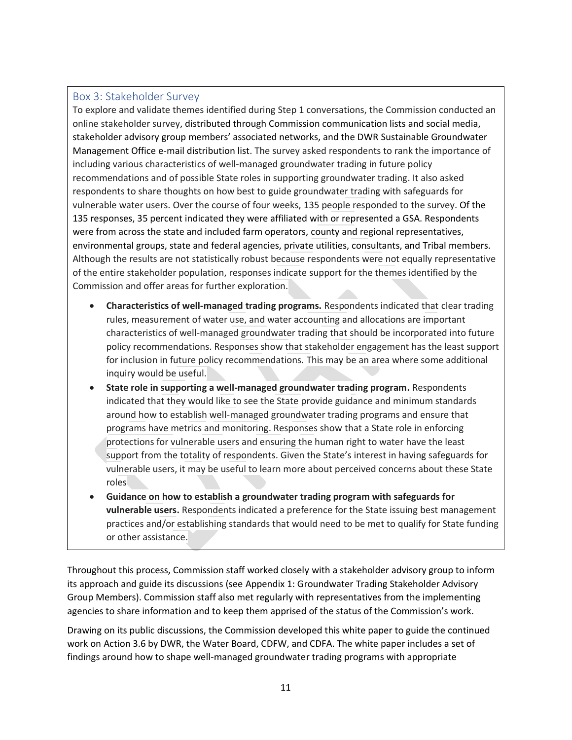### Box 3: Stakeholder Survey

To explore and validate themes identified during Step 1 conversations, the Commission conducted an online stakeholder survey, distributed through Commission communication lists and social media, stakeholder advisory group members' associated networks, and the DWR Sustainable Groundwater Management Office e-mail distribution list. The survey asked respondents to rank the importance of including various characteristics of well-managed groundwater trading in future policy recommendations and of possible State roles in supporting groundwater trading. It also asked respondents to share thoughts on how best to guide groundwater trading with safeguards for vulnerable water users. Over the course of four weeks, 135 people responded to the survey. Of the 135 responses, 35 percent indicated they were affiliated with or represented a GSA. Respondents were from across the state and included farm operators, county and regional representatives, environmental groups, state and federal agencies, private utilities, consultants, and Tribal members. Although the results are not statistically robust because respondents were not equally representative of the entire stakeholder population, responses indicate support for the themes identified by the Commission and offer areas for further exploration.

- **Characteristics of well-managed trading programs.** Respondents indicated that clear trading rules, measurement of water use, and water accounting and allocations are important characteristics of well-managed groundwater trading that should be incorporated into future policy recommendations. Responses show that stakeholder engagement has the least support for inclusion in future policy recommendations. This may be an area where some additional inquiry would be useful.
- **State role in supporting a well-managed groundwater trading program.** Respondents indicated that they would like to see the State provide guidance and minimum standards around how to establish well-managed groundwater trading programs and ensure that programs have metrics and monitoring. Responses show that a State role in enforcing protections for vulnerable users and ensuring the human right to water have the least support from the totality of respondents. Given the State's interest in having safeguards for vulnerable users, it may be useful to learn more about perceived concerns about these State roles
- **Guidance on how to establish a groundwater trading program with safeguards for vulnerable users.** Respondents indicated a preference for the State issuing best management practices and/or establishing standards that would need to be met to qualify for State funding or other assistance.

Throughout this process, Commission staff worked closely with a stakeholder advisory group to inform its approach and guide its discussions (see Appendix 1: Groundwater Trading Stakeholder Advisory Group Members). Commission staff also met regularly with representatives from the implementing agencies to share information and to keep them apprised of the status of the Commission's work.

Drawing on its public discussions, the Commission developed this white paper to guide the continued work on Action 3.6 by DWR, the Water Board, CDFW, and CDFA. The white paper includes a set of findings around how to shape well-managed groundwater trading programs with appropriate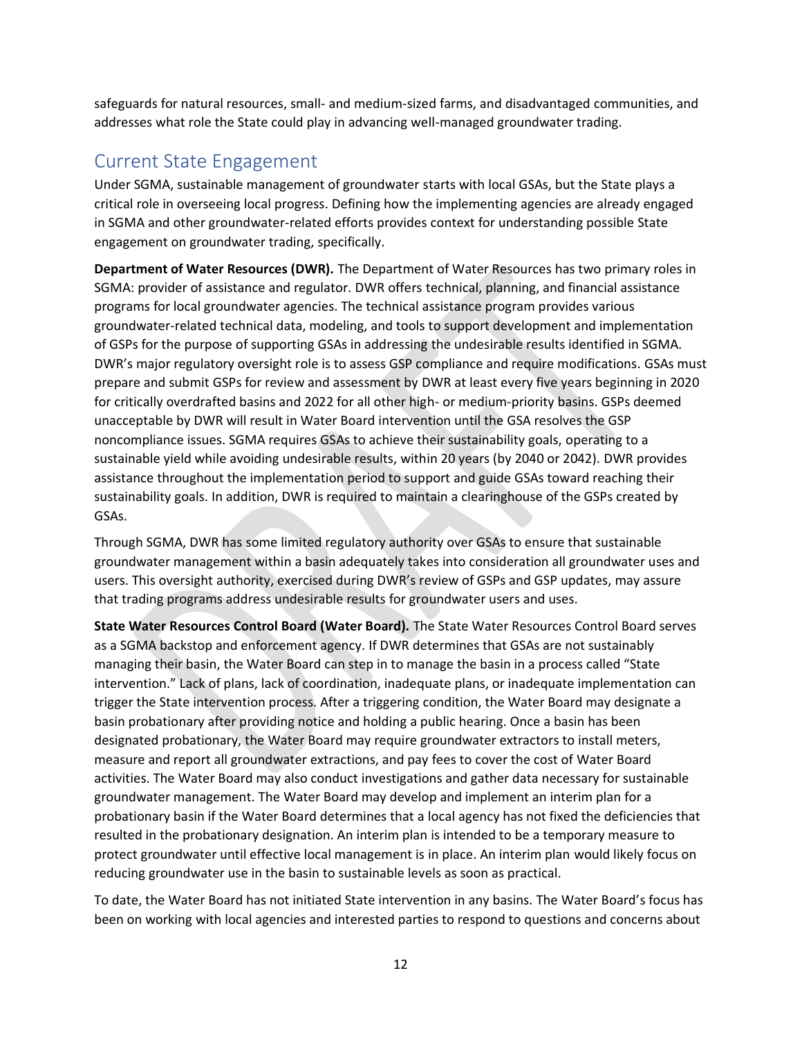safeguards for natural resources, small- and medium-sized farms, and disadvantaged communities, and addresses what role the State could play in advancing well-managed groundwater trading.

## Current State Engagement

Under SGMA, sustainable management of groundwater starts with local GSAs, but the State plays a critical role in overseeing local progress. Defining how the implementing agencies are already engaged in SGMA and other groundwater-related efforts provides context for understanding possible State engagement on groundwater trading, specifically.

**Department of Water Resources (DWR).** The Department of Water Resources has two primary roles in SGMA: provider of assistance and regulator. DWR offers technical, planning, and financial assistance programs for local groundwater agencies. The technical assistance program provides various groundwater-related technical data, modeling, and tools to support development and implementation of GSPs for the purpose of supporting GSAs in addressing the undesirable results identified in SGMA. DWR's major regulatory oversight role is to assess GSP compliance and require modifications. GSAs must prepare and submit GSPs for review and assessment by DWR at least every five years beginning in 2020 for critically overdrafted basins and 2022 for all other high- or medium-priority basins. GSPs deemed unacceptable by DWR will result in Water Board intervention until the GSA resolves the GSP noncompliance issues. SGMA requires GSAs to achieve their sustainability goals, operating to a sustainable yield while avoiding undesirable results, within 20 years (by 2040 or 2042). DWR provides assistance throughout the implementation period to support and guide GSAs toward reaching their sustainability goals. In addition, DWR is required to maintain a clearinghouse of the GSPs created by GSAs.

Through SGMA, DWR has some limited regulatory authority over GSAs to ensure that sustainable groundwater management within a basin adequately takes into consideration all groundwater uses and users. This oversight authority, exercised during DWR's review of GSPs and GSP updates, may assure that trading programs address undesirable results for groundwater users and uses.

**State Water Resources Control Board (Water Board).** The State Water Resources Control Board serves as a SGMA backstop and enforcement agency. If DWR determines that GSAs are not sustainably managing their basin, the Water Board can step in to manage the basin in a process called "State intervention." Lack of plans, lack of coordination, inadequate plans, or inadequate implementation can trigger the State intervention process. After a triggering condition, the Water Board may designate a basin probationary after providing notice and holding a public hearing. Once a basin has been designated probationary, the Water Board may require groundwater extractors to install meters, measure and report all groundwater extractions, and pay fees to cover the cost of Water Board activities. The Water Board may also conduct investigations and gather data necessary for sustainable groundwater management. The Water Board may develop and implement an interim plan for a probationary basin if the Water Board determines that a local agency has not fixed the deficiencies that resulted in the probationary designation. An interim plan is intended to be a temporary measure to protect groundwater until effective local management is in place. An interim plan would likely focus on reducing groundwater use in the basin to sustainable levels as soon as practical.

To date, the Water Board has not initiated State intervention in any basins. The Water Board's focus has been on working with local agencies and interested parties to respond to questions and concerns about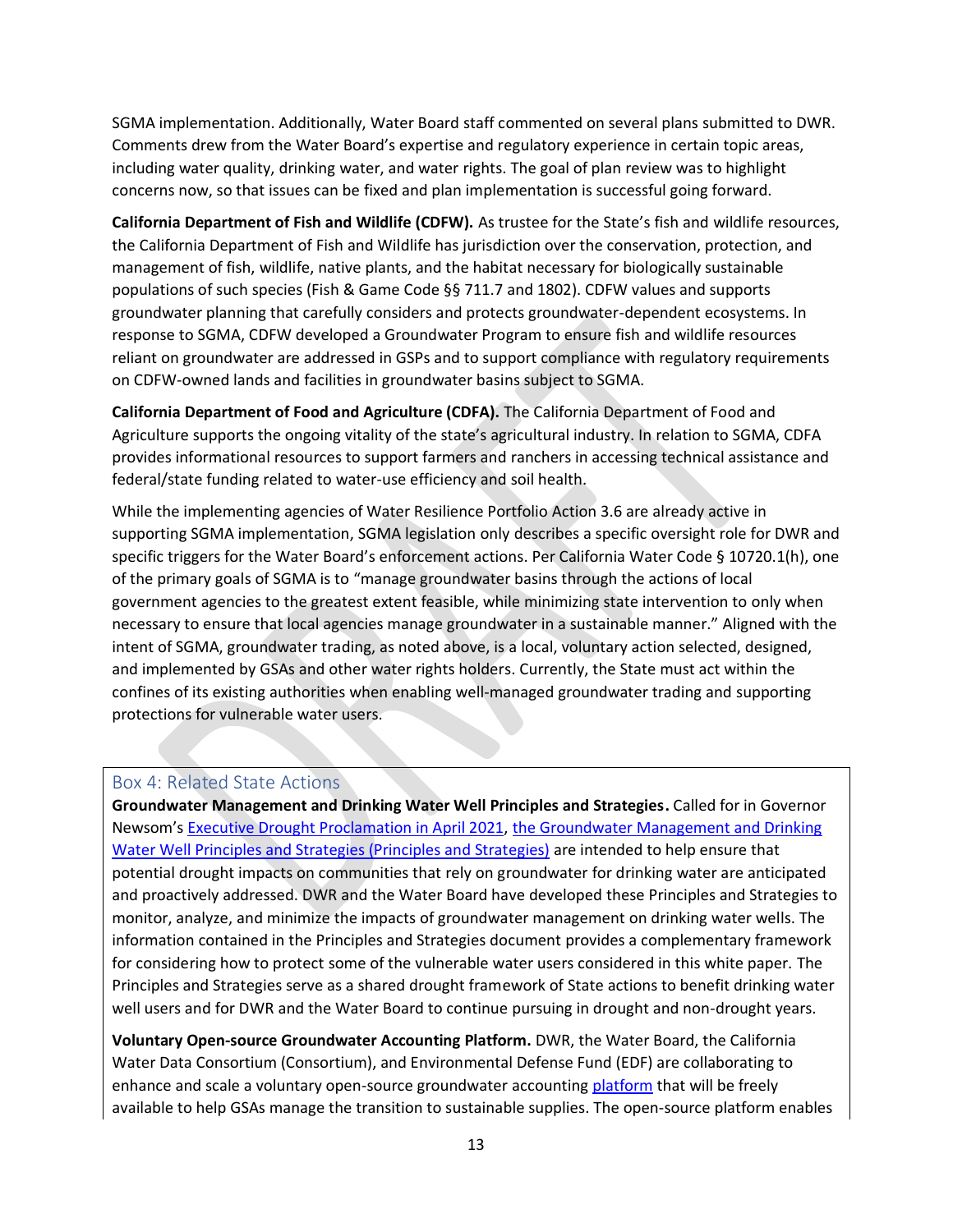SGMA implementation. Additionally, Water Board staff commented on several plans submitted to DWR. Comments drew from the Water Board's expertise and regulatory experience in certain topic areas, including water quality, drinking water, and water rights. The goal of plan review was to highlight concerns now, so that issues can be fixed and plan implementation is successful going forward.

**California Department of Fish and Wildlife (CDFW).** As trustee for the State's fish and wildlife resources, the California Department of Fish and Wildlife has jurisdiction over the conservation, protection, and management of fish, wildlife, native plants, and the habitat necessary for biologically sustainable populations of such species (Fish & Game Code §§ 711.7 and 1802). CDFW values and supports groundwater planning that carefully considers and protects groundwater-dependent ecosystems. In response to SGMA, CDFW developed a Groundwater Program to ensure fish and wildlife resources reliant on groundwater are addressed in GSPs and to support compliance with regulatory requirements on CDFW-owned lands and facilities in groundwater basins subject to SGMA.

**California Department of Food and Agriculture (CDFA).** The California Department of Food and Agriculture supports the ongoing vitality of the state's agricultural industry. In relation to SGMA, CDFA provides informational resources to support farmers and ranchers in accessing technical assistance and federal/state funding related to water-use efficiency and soil health.

While the implementing agencies of Water Resilience Portfolio Action 3.6 are already active in supporting SGMA implementation, SGMA legislation only describes a specific oversight role for DWR and specific triggers for the Water Board's enforcement actions. Per California Water Code § 10720.1(h), one of the primary goals of SGMA is to "manage groundwater basins through the actions of local government agencies to the greatest extent feasible, while minimizing state intervention to only when necessary to ensure that local agencies manage groundwater in a sustainable manner." Aligned with the intent of SGMA, groundwater trading, as noted above, is a local, voluntary action selected, designed, and implemented by GSAs and other water rights holders. Currently, the State must act within the confines of its existing authorities when enabling well-managed groundwater trading and supporting protections for vulnerable water users.

### Box 4: Related State Actions

**Groundwater Management and Drinking Water Well Principles and Strategies.** Called for in Governor Newsom's Executive Drought Proclamation in April 2021, the Groundwater Management and Drinking Water Well Principles and Strategies (Principles and Strategies) are intended to help ensure that potential drought impacts on communities that rely on groundwater for drinking water are anticipated and proactively addressed. DWR and the Water Board have developed these Principles and Strategies to monitor, analyze, and minimize the impacts of groundwater management on drinking water wells. The information contained in the Principles and Strategies document provides a complementary framework for considering how to protect some of the vulnerable water users considered in this white paper. The Principles and Strategies serve as a shared drought framework of State actions to benefit drinking water well users and for DWR and the Water Board to continue pursuing in drought and non-drought years.

**Voluntary Open-source Groundwater Accounting Platform.** DWR, the Water Board, the California Water Data Consortium (Consortium), and Environmental Defense Fund (EDF) are collaborating to enhance and scale a voluntary open-source groundwater accounting platform that will be freely available to help GSAs manage the transition to sustainable supplies. The open-source platform enables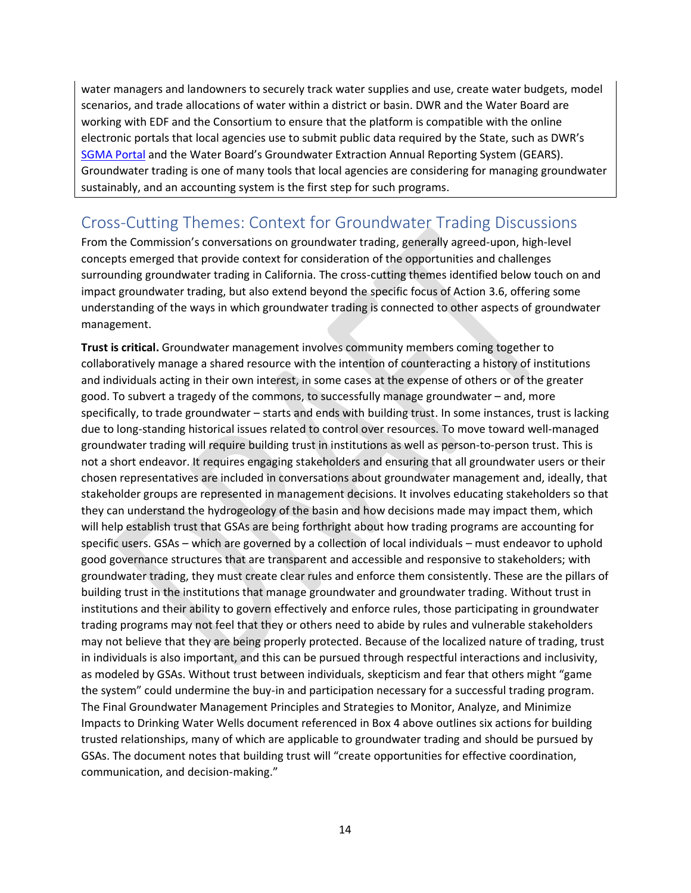water managers and landowners to securely track water supplies and use, create water budgets, model scenarios, and trade allocations of water within a district or basin. DWR and the Water Board are working with EDF and the Consortium to ensure that the platform is compatible with the online electronic portals that local agencies use to submit public data required by the State, such as DWR's [SGMA Portal](#) and the Water Board's Groundwater Extraction Annual Reporting System (GEARS). Groundwater trading is one of many tools that local agencies are considering for managing groundwater sustainably, and an accounting system is the first step for such programs.

## Cross-Cutting Themes: Context for Groundwater Trading Discussions

From the Commission's conversations on groundwater trading, generally agreed-upon, high-level concepts emerged that provide context for consideration of the opportunities and challenges surrounding groundwater trading in California. The cross-cutting themes identified below touch on and impact groundwater trading, but also extend beyond the specific focus of Action 3.6, offering some understanding of the ways in which groundwater trading is connected to other aspects of groundwater management.

**Trust is critical.** Groundwater management involves community members coming together to collaboratively manage a shared resource with the intention of counteracting a history of institutions and individuals acting in their own interest, in some cases at the expense of others or of the greater good. To subvert a tragedy of the commons, to successfully manage groundwater – and, more specifically, to trade groundwater – starts and ends with building trust. In some instances, trust is lacking due to long-standing historical issues related to control over resources. To move toward well-managed groundwater trading will require building trust in institutions as well as person-to-person trust. This is not a short endeavor. It requires engaging stakeholders and ensuring that all groundwater users or their chosen representatives are included in conversations about groundwater management and, ideally, that stakeholder groups are represented in management decisions. It involves educating stakeholders so that they can understand the hydrogeology of the basin and how decisions made may impact them, which will help establish trust that GSAs are being forthright about how trading programs are accounting for specific users. GSAs – which are governed by a collection of local individuals – must endeavor to uphold good governance structures that are transparent and accessible and responsive to stakeholders; with groundwater trading, they must create clear rules and enforce them consistently. These are the pillars of building trust in the institutions that manage groundwater and groundwater trading. Without trust in institutions and their ability to govern effectively and enforce rules, those participating in groundwater trading programs may not feel that they or others need to abide by rules and vulnerable stakeholders may not believe that they are being properly protected. Because of the localized nature of trading, trust in individuals is also important, and this can be pursued through respectful interactions and inclusivity, as modeled by GSAs. Without trust between individuals, skepticism and fear that others might "game the system" could undermine the buy-in and participation necessary for a successful trading program. The Final Groundwater Management Principles and Strategies to Monitor, Analyze, and Minimize Impacts to Drinking Water Wells document referenced in Box 4 above outlines six actions for building trusted relationships, many of which are applicable to groundwater trading and should be pursued by GSAs. The document notes that building trust will "create opportunities for effective coordination, communication, and decision-making."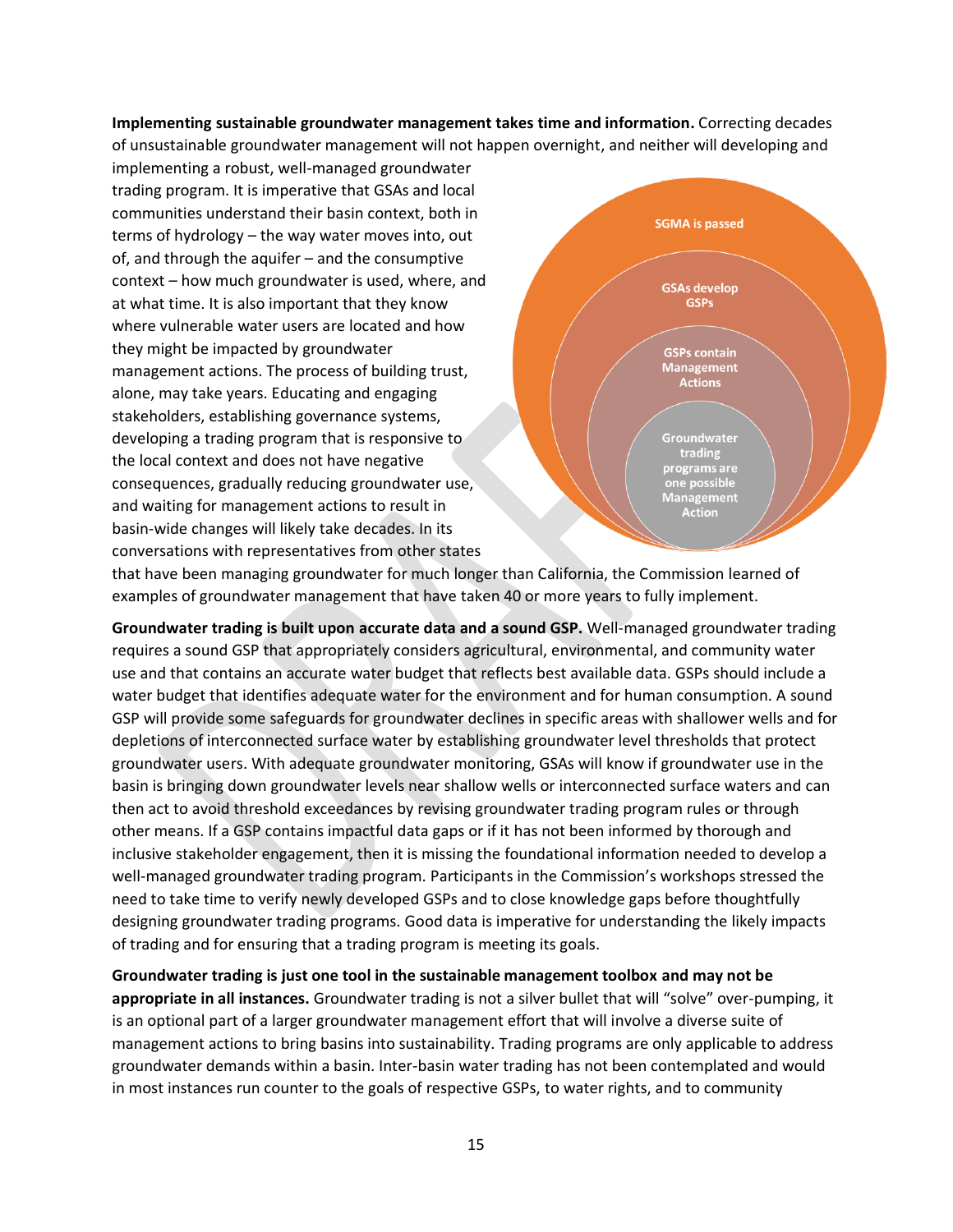**Implementing sustainable groundwater management takes time and information.** Correcting decades of unsustainable groundwater management will not happen overnight, and neither will developing and implementing a robust, well-managed groundwater trading program. It is imperative that GSAs and local communities understand their basin context, both in terms of hydrology – the way water moves into, out of, and through the aquifer – and the consumptive context – how much groundwater is used, where, and at what time. It is also important that they know where vulnerable water users are located and how they might be impacted by groundwater management actions. The process of building trust, alone, may take years. Educating and engaging stakeholders, establishing governance systems, developing a trading program that is responsive to the local context and does not have negative consequences, gradually reducing groundwater use, and waiting for management actions to result in basin-wide changes will likely take decades. In its conversations with representatives from other states that have been managing groundwater for much longer than California, the Commission learned of examples of groundwater management that have taken 40 or more years to fully implement.

SGMA is passed

GSAs develop GSPs

GSPs contain Management Actions

Groundwater trading programs are one possible Management Action

**Groundwater trading is built upon accurate data and a sound GSP.** Well-managed groundwater trading requires a sound GSP that appropriately considers agricultural, environmental, and community water use and that contains an accurate water budget that reflects best available data. GSPs should include a water budget that identifies adequate water for the environment and for human consumption. A sound GSP will provide some safeguards for groundwater declines in specific areas with shallower wells and for depletions of interconnected surface water by establishing groundwater level thresholds that protect groundwater users. With adequate groundwater monitoring, GSAs will know if groundwater use in the basin is bringing down groundwater levels near shallow wells or interconnected surface waters and can then act to avoid threshold exceedances by revising groundwater trading program rules or through other means. If a GSP contains impactful data gaps or if it has not been informed by thorough and inclusive stakeholder engagement, then it is missing the foundational information needed to develop a well-managed groundwater trading program. Participants in the Commission's workshops stressed the need to take time to verify newly developed GSPs and to close knowledge gaps before thoughtfully designing groundwater trading programs. Good data is imperative for understanding the likely impacts of trading and for ensuring that a trading program is meeting its goals.

**Groundwater trading is just one tool in the sustainable management toolbox and may not be appropriate in all instances.** Groundwater trading is not a silver bullet that will "solve" over-pumping, it is an optional part of a larger groundwater management effort that will involve a diverse suite of management actions to bring basins into sustainability. Trading programs are only applicable to address groundwater demands within a basin. Inter-basin water trading has not been contemplated and would in most instances run counter to the goals of respective GSPs, to water rights, and to community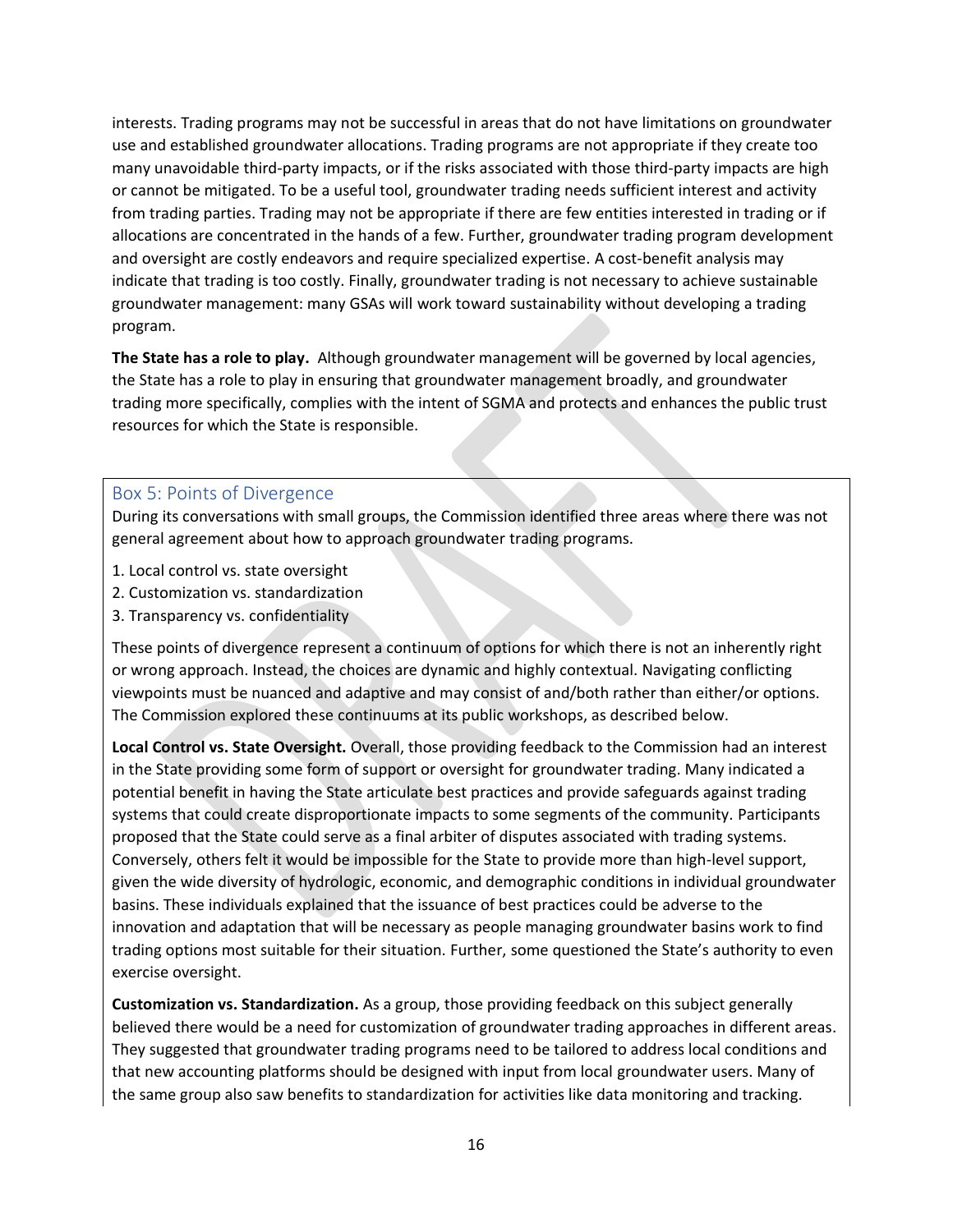interests. Trading programs may not be successful in areas that do not have limitations on groundwater use and established groundwater allocations. Trading programs are not appropriate if they create too many unavoidable third-party impacts, or if the risks associated with those third-party impacts are high or cannot be mitigated. To be a useful tool, groundwater trading needs sufficient interest and activity from trading parties. Trading may not be appropriate if there are few entities interested in trading or if allocations are concentrated in the hands of a few. Further, groundwater trading program development and oversight are costly endeavors and require specialized expertise. A cost-benefit analysis may indicate that trading is too costly. Finally, groundwater trading is not necessary to achieve sustainable groundwater management: many GSAs will work toward sustainability without developing a trading program.

**The State has a role to play.** Although groundwater management will be governed by local agencies, the State has a role to play in ensuring that groundwater management broadly, and groundwater trading more specifically, complies with the intent of SGMA and protects and enhances the public trust resources for which the State is responsible.

### Box 5: Points of Divergence

During its conversations with small groups, the Commission identified three areas where there was not general agreement about how to approach groundwater trading programs.

1. Local control vs. state oversight
2. Customization vs. standardization
3. Transparency vs. confidentiality

These points of divergence represent a continuum of options for which there is not an inherently right or wrong approach. Instead, the choices are dynamic and highly contextual. Navigating conflicting viewpoints must be nuanced and adaptive and may consist of and/both rather than either/or options. The Commission explored these continuums at its public workshops, as described below.

**Local Control vs. State Oversight.** Overall, those providing feedback to the Commission had an interest in the State providing some form of support or oversight for groundwater trading. Many indicated a potential benefit in having the State articulate best practices and provide safeguards against trading systems that could create disproportionate impacts to some segments of the community. Participants proposed that the State could serve as a final arbiter of disputes associated with trading systems. Conversely, others felt it would be impossible for the State to provide more than high-level support, given the wide diversity of hydrologic, economic, and demographic conditions in individual groundwater basins. These individuals explained that the issuance of best practices could be adverse to the innovation and adaptation that will be necessary as people managing groundwater basins work to find trading options most suitable for their situation. Further, some questioned the State's authority to even exercise oversight.

**Customization vs. Standardization.** As a group, those providing feedback on this subject generally believed there would be a need for customization of groundwater trading approaches in different areas. They suggested that groundwater trading programs need to be tailored to address local conditions and that new accounting platforms should be designed with input from local groundwater users. Many of the same group also saw benefits to standardization for activities like data monitoring and tracking.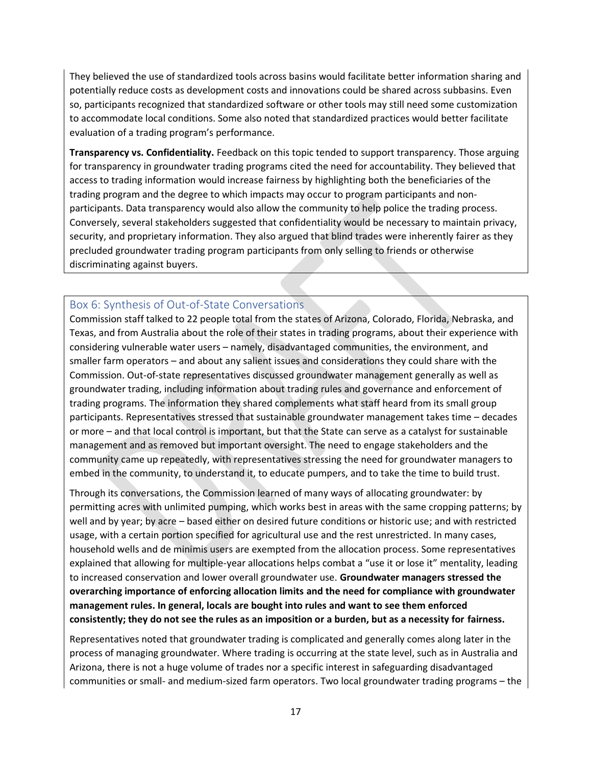They believed the use of standardized tools across basins would facilitate better information sharing and potentially reduce costs as development costs and innovations could be shared across subbasins. Even so, participants recognized that standardized software or other tools may still need some customization to accommodate local conditions. Some also noted that standardized practices would better facilitate evaluation of a trading program's performance.

**Transparency vs. Confidentiality.** Feedback on this topic tended to support transparency. Those arguing for transparency in groundwater trading programs cited the need for accountability. They believed that access to trading information would increase fairness by highlighting both the beneficiaries of the trading program and the degree to which impacts may occur to program participants and non-participants. Data transparency would also allow the community to help police the trading process. Conversely, several stakeholders suggested that confidentiality would be necessary to maintain privacy, security, and proprietary information. They also argued that blind trades were inherently fairer as they precluded groundwater trading program participants from only selling to friends or otherwise discriminating against buyers.

## Box 6: Synthesis of Out-of-State Conversations

Commission staff talked to 22 people total from the states of Arizona, Colorado, Florida, Nebraska, and Texas, and from Australia about the role of their states in trading programs, about their experience with considering vulnerable water users – namely, disadvantaged communities, the environment, and smaller farm operators – and about any salient issues and considerations they could share with the Commission. Out-of-state representatives discussed groundwater management generally as well as groundwater trading, including information about trading rules and governance and enforcement of trading programs. The information they shared complements what staff heard from its small group participants. Representatives stressed that sustainable groundwater management takes time – decades or more – and that local control is important, but that the State can serve as a catalyst for sustainable management and as removed but important oversight. The need to engage stakeholders and the community came up repeatedly, with representatives stressing the need for groundwater managers to embed in the community, to understand it, to educate pumpers, and to take the time to build trust.

Through its conversations, the Commission learned of many ways of allocating groundwater: by permitting acres with unlimited pumping, which works best in areas with the same cropping patterns; by well and by year; by acre – based either on desired future conditions or historic use; and with restricted usage, with a certain portion specified for agricultural use and the rest unrestricted. In many cases, household wells and de minimis users are exempted from the allocation process. Some representatives explained that allowing for multiple-year allocations helps combat a "use it or lose it" mentality, leading to increased conservation and lower overall groundwater use. **Groundwater managers stressed the overarching importance of enforcing allocation limits and the need for compliance with groundwater management rules. In general, locals are bought into rules and want to see them enforced consistently; they do not see the rules as an imposition or a burden, but as a necessity for fairness.**

Representatives noted that groundwater trading is complicated and generally comes along later in the process of managing groundwater. Where trading is occurring at the state level, such as in Australia and Arizona, there is not a huge volume of trades nor a specific interest in safeguarding disadvantaged communities or small- and medium-sized farm operators. Two local groundwater trading programs – the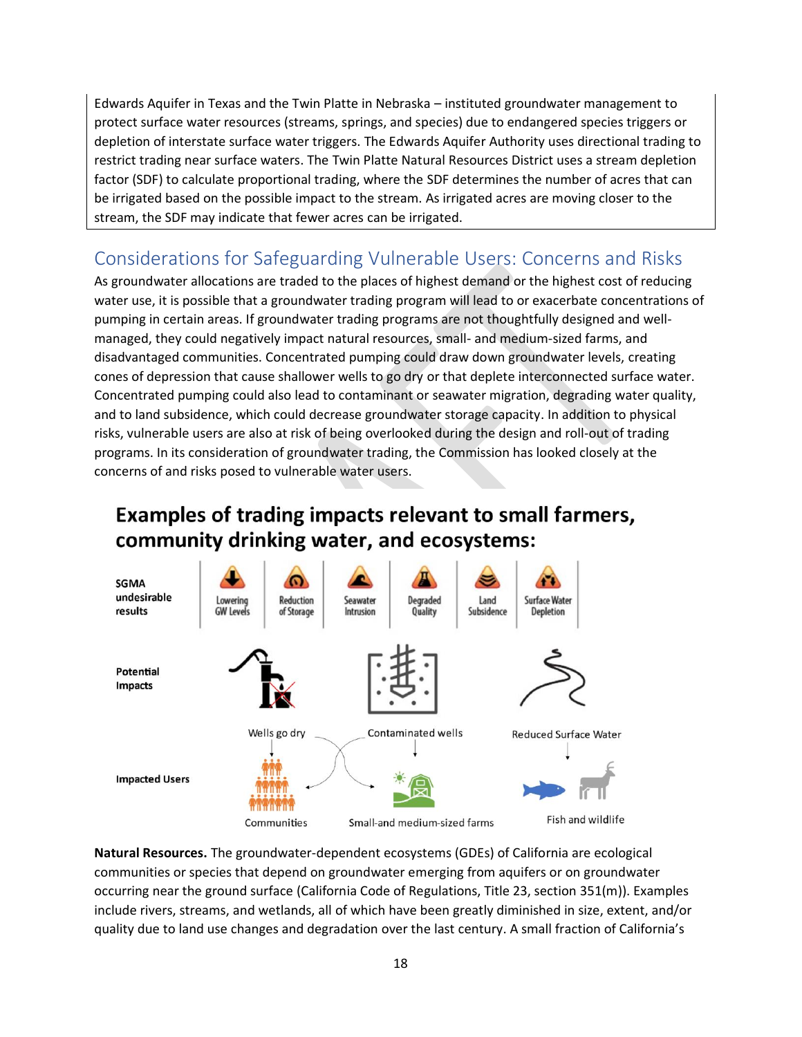Edwards Aquifer in Texas and the Twin Platte in Nebraska – instituted groundwater management to protect surface water resources (streams, springs, and species) due to endangered species triggers or depletion of interstate surface water triggers. The Edwards Aquifer Authority uses directional trading to restrict trading near surface waters. The Twin Platte Natural Resources District uses a stream depletion factor (SDF) to calculate proportional trading, where the SDF determines the number of acres that can be irrigated based on the possible impact to the stream. As irrigated acres are moving closer to the stream, the SDF may indicate that fewer acres can be irrigated.

## Considerations for Safeguarding Vulnerable Users: Concerns and Risks

As groundwater allocations are traded to the places of highest demand or the highest cost of reducing water use, it is possible that a groundwater trading program will lead to or exacerbate concentrations of pumping in certain areas. If groundwater trading programs are not thoughtfully designed and well-managed, they could negatively impact natural resources, small- and medium-sized farms, and disadvantaged communities. Concentrated pumping could draw down groundwater levels, creating cones of depression that cause shallower wells to go dry or that deplete interconnected surface water. Concentrated pumping could also lead to contaminant or seawater migration, degrading water quality, and to land subsidence, which could decrease groundwater storage capacity. In addition to physical risks, vulnerable users are also at risk of being overlooked during the design and roll-out of trading programs. In its consideration of groundwater trading, the Commission has looked closely at the concerns of and risks posed to vulnerable water users.

**Examples of trading impacts relevant to small farmers, community drinking water, and ecosystems:**

| SGMA undesirable results | Lowering GW Levels | Reduction of Storage | Seawater Intrusion | Degraded Quality | Land Subsidence | Surface Water Depletion |
|---|---|---|---|---|---|---|
| Potential Impacts | Wells go dry | | Contaminated wells | | Reduced Surface Water | |
| Impacted Users | Communities | | Small-and medium-sized farms | | Fish and wildlife | |

**Natural Resources.** The groundwater-dependent ecosystems (GDEs) of California are ecological communities or species that depend on groundwater emerging from aquifers or on groundwater occurring near the ground surface (California Code of Regulations, Title 23, section 351(m)). Examples include rivers, streams, and wetlands, all of which have been greatly diminished in size, extent, and/or quality due to land use changes and degradation over the last century. A small fraction of California's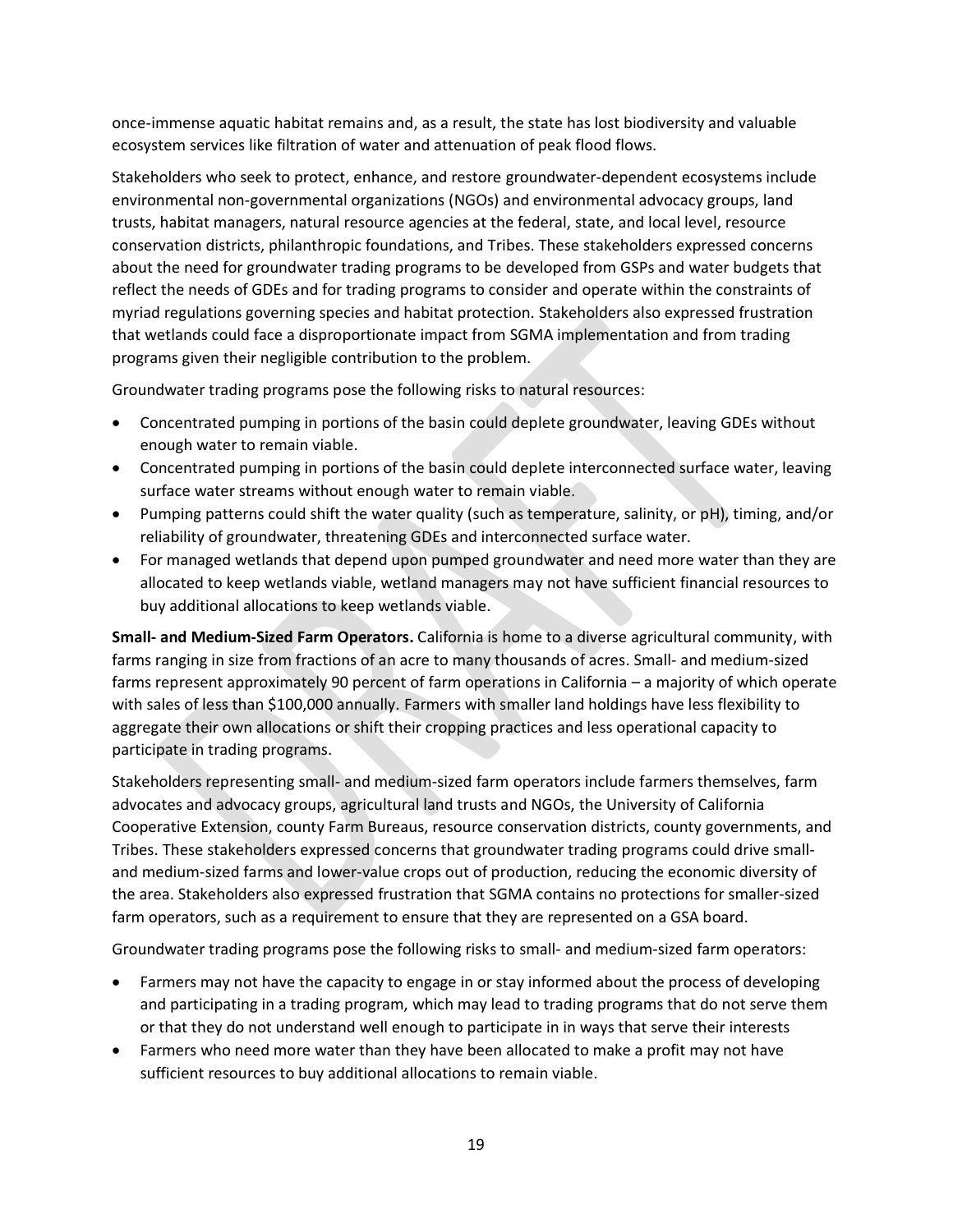once-immense aquatic habitat remains and, as a result, the state has lost biodiversity and valuable ecosystem services like filtration of water and attenuation of peak flood flows.

Stakeholders who seek to protect, enhance, and restore groundwater-dependent ecosystems include environmental non-governmental organizations (NGOs) and environmental advocacy groups, land trusts, habitat managers, natural resource agencies at the federal, state, and local level, resource conservation districts, philanthropic foundations, and Tribes. These stakeholders expressed concerns about the need for groundwater trading programs to be developed from GSPs and water budgets that reflect the needs of GDEs and for trading programs to consider and operate within the constraints of myriad regulations governing species and habitat protection. Stakeholders also expressed frustration that wetlands could face a disproportionate impact from SGMA implementation and from trading programs given their negligible contribution to the problem.

Groundwater trading programs pose the following risks to natural resources:

- Concentrated pumping in portions of the basin could deplete groundwater, leaving GDEs without enough water to remain viable.
- Concentrated pumping in portions of the basin could deplete interconnected surface water, leaving surface water streams without enough water to remain viable.
- Pumping patterns could shift the water quality (such as temperature, salinity, or pH), timing, and/or reliability of groundwater, threatening GDEs and interconnected surface water.
- For managed wetlands that depend upon pumped groundwater and need more water than they are allocated to keep wetlands viable, wetland managers may not have sufficient financial resources to buy additional allocations to keep wetlands viable.

**Small- and Medium-Sized Farm Operators.** California is home to a diverse agricultural community, with farms ranging in size from fractions of an acre to many thousands of acres. Small- and medium-sized farms represent approximately 90 percent of farm operations in California – a majority of which operate with sales of less than $100,000 annually. Farmers with smaller land holdings have less flexibility to aggregate their own allocations or shift their cropping practices and less operational capacity to participate in trading programs.

Stakeholders representing small- and medium-sized farm operators include farmers themselves, farm advocates and advocacy groups, agricultural land trusts and NGOs, the University of California Cooperative Extension, county Farm Bureaus, resource conservation districts, county governments, and Tribes. These stakeholders expressed concerns that groundwater trading programs could drive small- and medium-sized farms and lower-value crops out of production, reducing the economic diversity of the area. Stakeholders also expressed frustration that SGMA contains no protections for smaller-sized farm operators, such as a requirement to ensure that they are represented on a GSA board.

Groundwater trading programs pose the following risks to small- and medium-sized farm operators:

- Farmers may not have the capacity to engage in or stay informed about the process of developing and participating in a trading program, which may lead to trading programs that do not serve them or that they do not understand well enough to participate in in ways that serve their interests
- Farmers who need more water than they have been allocated to make a profit may not have sufficient resources to buy additional allocations to remain viable.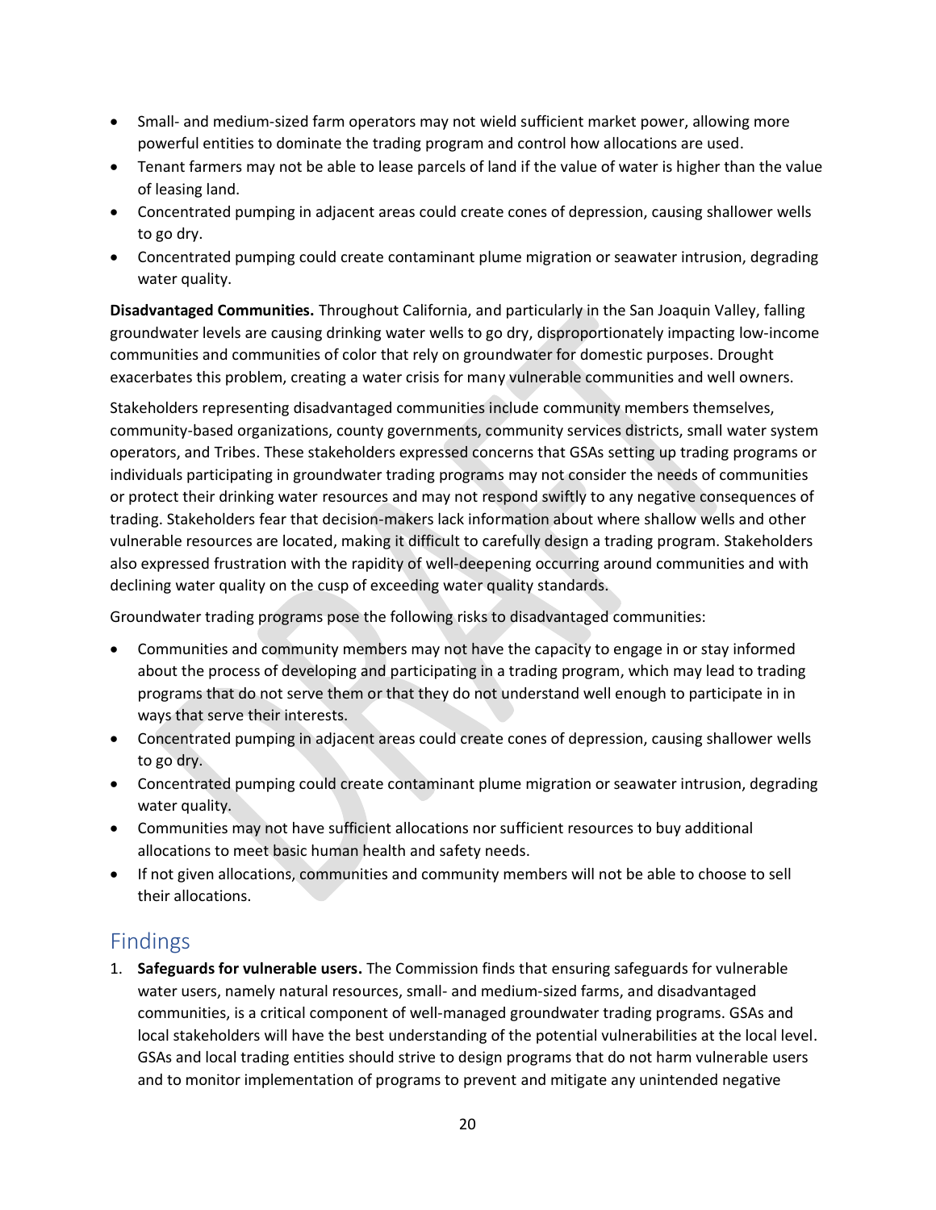- Small- and medium-sized farm operators may not wield sufficient market power, allowing more powerful entities to dominate the trading program and control how allocations are used.
- Tenant farmers may not be able to lease parcels of land if the value of water is higher than the value of leasing land.
- Concentrated pumping in adjacent areas could create cones of depression, causing shallower wells to go dry.
- Concentrated pumping could create contaminant plume migration or seawater intrusion, degrading water quality.

**Disadvantaged Communities.** Throughout California, and particularly in the San Joaquin Valley, falling groundwater levels are causing drinking water wells to go dry, disproportionately impacting low-income communities and communities of color that rely on groundwater for domestic purposes. Drought exacerbates this problem, creating a water crisis for many vulnerable communities and well owners.

Stakeholders representing disadvantaged communities include community members themselves, community-based organizations, county governments, community services districts, small water system operators, and Tribes. These stakeholders expressed concerns that GSAs setting up trading programs or individuals participating in groundwater trading programs may not consider the needs of communities or protect their drinking water resources and may not respond swiftly to any negative consequences of trading. Stakeholders fear that decision-makers lack information about where shallow wells and other vulnerable resources are located, making it difficult to carefully design a trading program. Stakeholders also expressed frustration with the rapidity of well-deepening occurring around communities and with declining water quality on the cusp of exceeding water quality standards.

Groundwater trading programs pose the following risks to disadvantaged communities:

- Communities and community members may not have the capacity to engage in or stay informed about the process of developing and participating in a trading program, which may lead to trading programs that do not serve them or that they do not understand well enough to participate in in ways that serve their interests.
- Concentrated pumping in adjacent areas could create cones of depression, causing shallower wells to go dry.
- Concentrated pumping could create contaminant plume migration or seawater intrusion, degrading water quality.
- Communities may not have sufficient allocations nor sufficient resources to buy additional allocations to meet basic human health and safety needs.
- If not given allocations, communities and community members will not be able to choose to sell their allocations.

## Findings

1. **Safeguards for vulnerable users.** The Commission finds that ensuring safeguards for vulnerable water users, namely natural resources, small- and medium-sized farms, and disadvantaged communities, is a critical component of well-managed groundwater trading programs. GSAs and local stakeholders will have the best understanding of the potential vulnerabilities at the local level. GSAs and local trading entities should strive to design programs that do not harm vulnerable users and to monitor implementation of programs to prevent and mitigate any unintended negative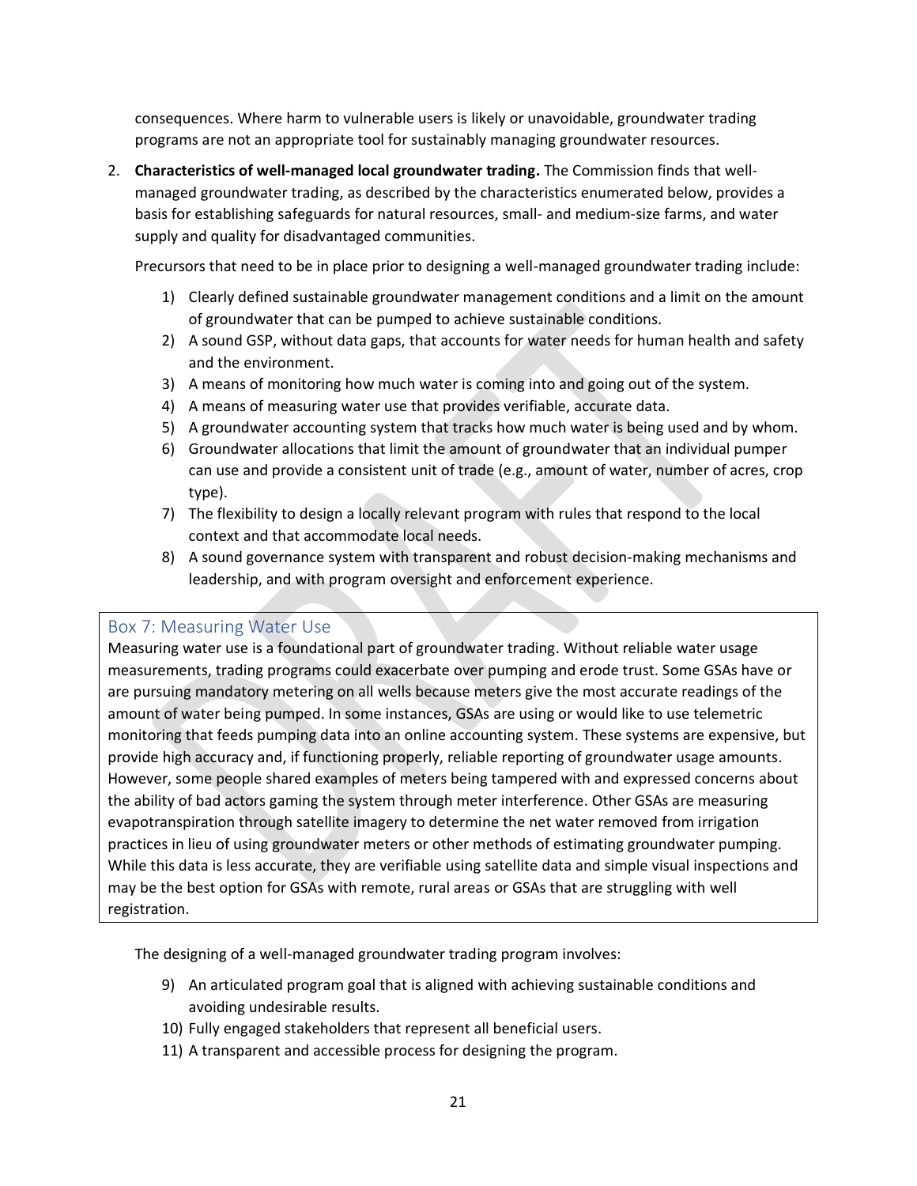consequences. Where harm to vulnerable users is likely or unavoidable, groundwater trading programs are not an appropriate tool for sustainably managing groundwater resources.

2. **Characteristics of well-managed local groundwater trading.** The Commission finds that well-managed groundwater trading, as described by the characteristics enumerated below, provides a basis for establishing safeguards for natural resources, small- and medium-size farms, and water supply and quality for disadvantaged communities.

   Precursors that need to be in place prior to designing a well-managed groundwater trading include:

   1) Clearly defined sustainable groundwater management conditions and a limit on the amount of groundwater that can be pumped to achieve sustainable conditions.
   2) A sound GSP, without data gaps, that accounts for water needs for human health and safety and the environment.
   3) A means of monitoring how much water is coming into and going out of the system.
   4) A means of measuring water use that provides verifiable, accurate data.
   5) A groundwater accounting system that tracks how much water is being used and by whom.
   6) Groundwater allocations that limit the amount of groundwater that an individual pumper can use and provide a consistent unit of trade (e.g., amount of water, number of acres, crop type).
   7) The flexibility to design a locally relevant program with rules that respond to the local context and that accommodate local needs.
   8) A sound governance system with transparent and robust decision-making mechanisms and leadership, and with program oversight and enforcement experience.

### Box 7: Measuring Water Use

Measuring water use is a foundational part of groundwater trading. Without reliable water usage measurements, trading programs could exacerbate over pumping and erode trust. Some GSAs have or are pursuing mandatory metering on all wells because meters give the most accurate readings of the amount of water being pumped. In some instances, GSAs are using or would like to use telemetric monitoring that feeds pumping data into an online accounting system. These systems are expensive, but provide high accuracy and, if functioning properly, reliable reporting of groundwater usage amounts. However, some people shared examples of meters being tampered with and expressed concerns about the ability of bad actors gaming the system through meter interference. Other GSAs are measuring evapotranspiration through satellite imagery to determine the net water removed from irrigation practices in lieu of using groundwater meters or other methods of estimating groundwater pumping. While this data is less accurate, they are verifiable using satellite data and simple visual inspections and may be the best option for GSAs with remote, rural areas or GSAs that are struggling with well registration.

   The designing of a well-managed groundwater trading program involves:

   9) An articulated program goal that is aligned with achieving sustainable conditions and avoiding undesirable results.
   10) Fully engaged stakeholders that represent all beneficial users.
   11) A transparent and accessible process for designing the program.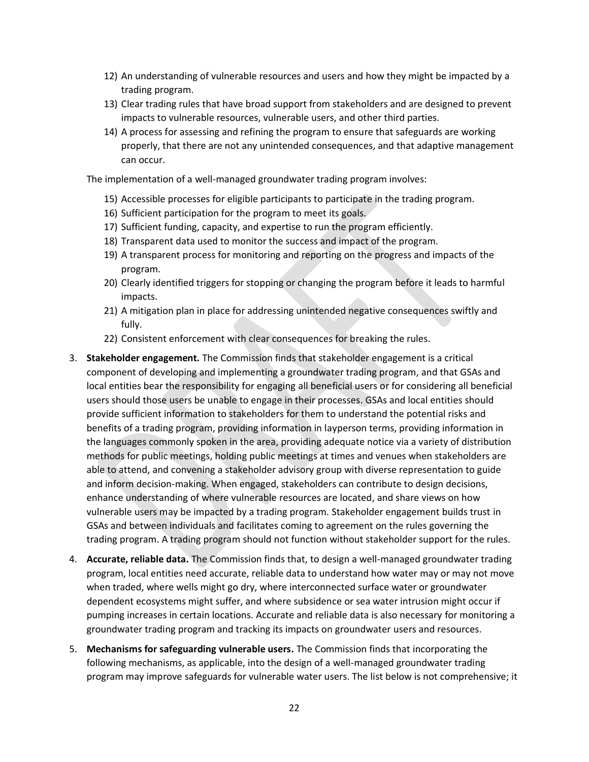12) An understanding of vulnerable resources and users and how they might be impacted by a trading program.
13) Clear trading rules that have broad support from stakeholders and are designed to prevent impacts to vulnerable resources, vulnerable users, and other third parties.
14) A process for assessing and refining the program to ensure that safeguards are working properly, that there are not any unintended consequences, and that adaptive management can occur.

The implementation of a well-managed groundwater trading program involves:

15) Accessible processes for eligible participants to participate in the trading program.
16) Sufficient participation for the program to meet its goals.
17) Sufficient funding, capacity, and expertise to run the program efficiently.
18) Transparent data used to monitor the success and impact of the program.
19) A transparent process for monitoring and reporting on the progress and impacts of the program.
20) Clearly identified triggers for stopping or changing the program before it leads to harmful impacts.
21) A mitigation plan in place for addressing unintended negative consequences swiftly and fully.
22) Consistent enforcement with clear consequences for breaking the rules.

3. **Stakeholder engagement.** The Commission finds that stakeholder engagement is a critical component of developing and implementing a groundwater trading program, and that GSAs and local entities bear the responsibility for engaging all beneficial users or for considering all beneficial users should those users be unable to engage in their processes. GSAs and local entities should provide sufficient information to stakeholders for them to understand the potential risks and benefits of a trading program, providing information in layperson terms, providing information in the languages commonly spoken in the area, providing adequate notice via a variety of distribution methods for public meetings, holding public meetings at times and venues when stakeholders are able to attend, and convening a stakeholder advisory group with diverse representation to guide and inform decision-making. When engaged, stakeholders can contribute to design decisions, enhance understanding of where vulnerable resources are located, and share views on how vulnerable users may be impacted by a trading program. Stakeholder engagement builds trust in GSAs and between individuals and facilitates coming to agreement on the rules governing the trading program. A trading program should not function without stakeholder support for the rules.

4. **Accurate, reliable data.** The Commission finds that, to design a well-managed groundwater trading program, local entities need accurate, reliable data to understand how water may or may not move when traded, where wells might go dry, where interconnected surface water or groundwater dependent ecosystems might suffer, and where subsidence or sea water intrusion might occur if pumping increases in certain locations. Accurate and reliable data is also necessary for monitoring a groundwater trading program and tracking its impacts on groundwater users and resources.

5. **Mechanisms for safeguarding vulnerable users.** The Commission finds that incorporating the following mechanisms, as applicable, into the design of a well-managed groundwater trading program may improve safeguards for vulnerable water users. The list below is not comprehensive; it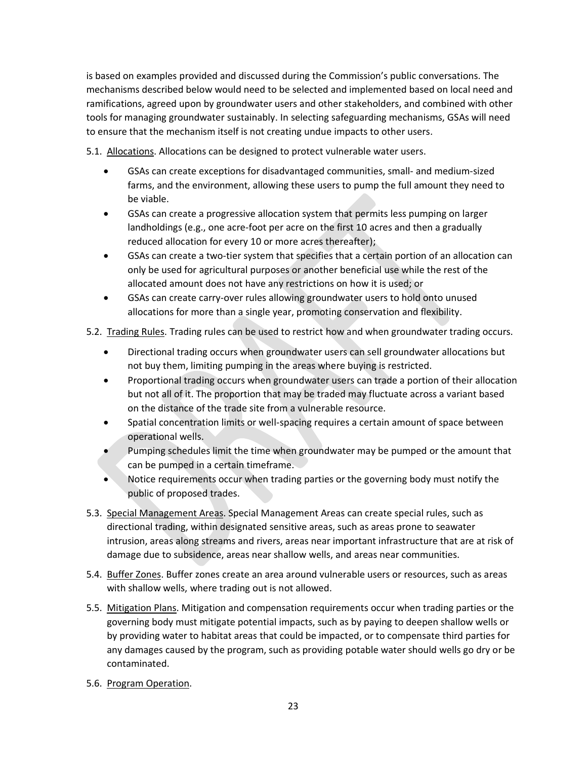is based on examples provided and discussed during the Commission's public conversations. The mechanisms described below would need to be selected and implemented based on local need and ramifications, agreed upon by groundwater users and other stakeholders, and combined with other tools for managing groundwater sustainably. In selecting safeguarding mechanisms, GSAs will need to ensure that the mechanism itself is not creating undue impacts to other users.

5.1. <u>Allocations</u>. Allocations can be designed to protect vulnerable water users.

- GSAs can create exceptions for disadvantaged communities, small- and medium-sized farms, and the environment, allowing these users to pump the full amount they need to be viable.
- GSAs can create a progressive allocation system that permits less pumping on larger landholdings (e.g., one acre-foot per acre on the first 10 acres and then a gradually reduced allocation for every 10 or more acres thereafter);
- GSAs can create a two-tier system that specifies that a certain portion of an allocation can only be used for agricultural purposes or another beneficial use while the rest of the allocated amount does not have any restrictions on how it is used; or
- GSAs can create carry-over rules allowing groundwater users to hold onto unused allocations for more than a single year, promoting conservation and flexibility.

5.2. <u>Trading Rules</u>. Trading rules can be used to restrict how and when groundwater trading occurs.

- Directional trading occurs when groundwater users can sell groundwater allocations but not buy them, limiting pumping in the areas where buying is restricted.
- Proportional trading occurs when groundwater users can trade a portion of their allocation but not all of it. The proportion that may be traded may fluctuate across a variant based on the distance of the trade site from a vulnerable resource.
- Spatial concentration limits or well-spacing requires a certain amount of space between operational wells.
- Pumping schedules limit the time when groundwater may be pumped or the amount that can be pumped in a certain timeframe.
- Notice requirements occur when trading parties or the governing body must notify the public of proposed trades.

5.3. <u>Special Management Areas</u>. Special Management Areas can create special rules, such as directional trading, within designated sensitive areas, such as areas prone to seawater intrusion, areas along streams and rivers, areas near important infrastructure that are at risk of damage due to subsidence, areas near shallow wells, and areas near communities.

5.4. <u>Buffer Zones</u>. Buffer zones create an area around vulnerable users or resources, such as areas with shallow wells, where trading out is not allowed.

5.5. <u>Mitigation Plans</u>. Mitigation and compensation requirements occur when trading parties or the governing body must mitigate potential impacts, such as by paying to deepen shallow wells or by providing water to habitat areas that could be impacted, or to compensate third parties for any damages caused by the program, such as providing potable water should wells go dry or be contaminated.

5.6. <u>Program Operation</u>.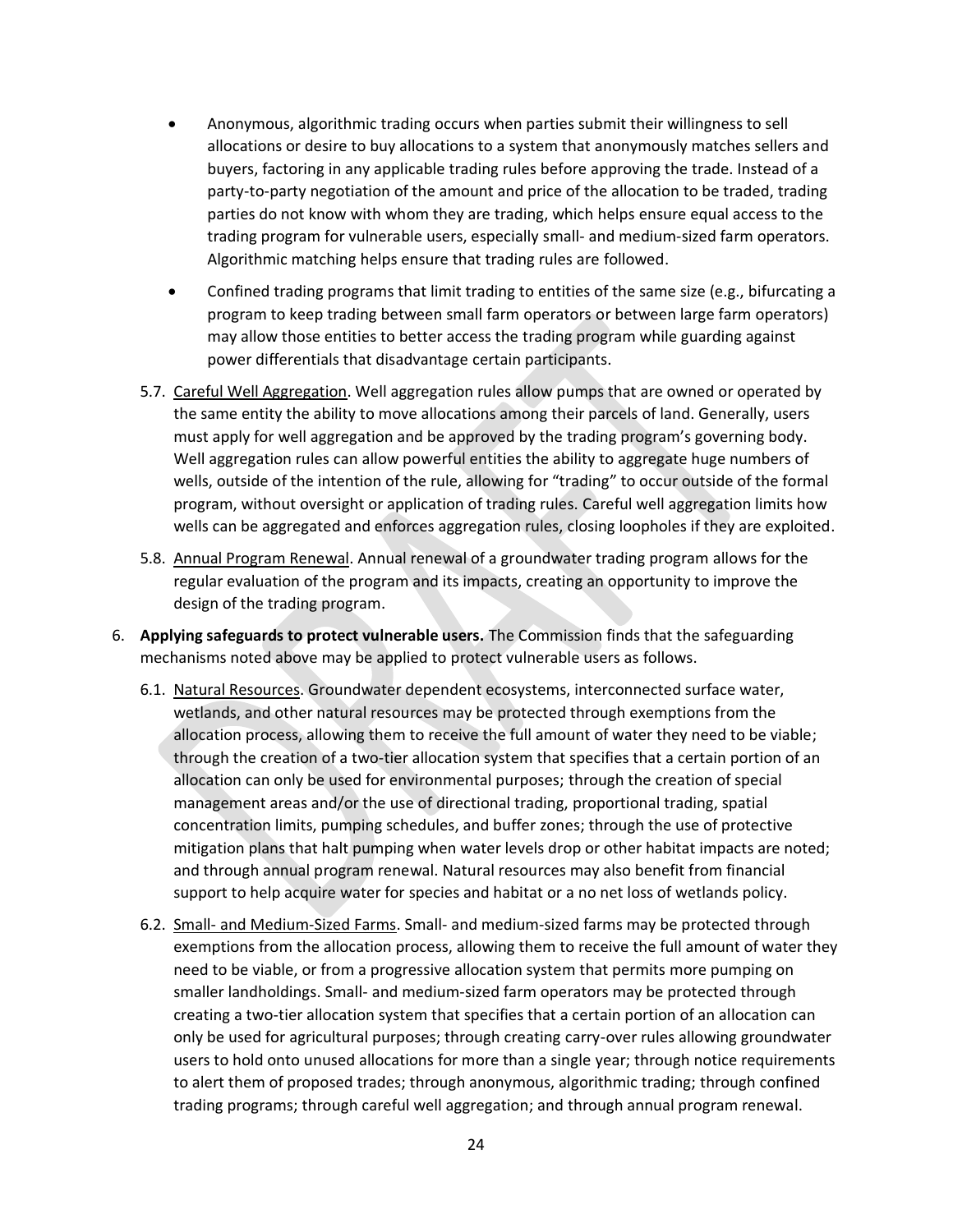- Anonymous, algorithmic trading occurs when parties submit their willingness to sell allocations or desire to buy allocations to a system that anonymously matches sellers and buyers, factoring in any applicable trading rules before approving the trade. Instead of a party-to-party negotiation of the amount and price of the allocation to be traded, trading parties do not know with whom they are trading, which helps ensure equal access to the trading program for vulnerable users, especially small- and medium-sized farm operators. Algorithmic matching helps ensure that trading rules are followed.
- Confined trading programs that limit trading to entities of the same size (e.g., bifurcating a program to keep trading between small farm operators or between large farm operators) may allow those entities to better access the trading program while guarding against power differentials that disadvantage certain participants.

5.7. Careful Well Aggregation. Well aggregation rules allow pumps that are owned or operated by the same entity the ability to move allocations among their parcels of land. Generally, users must apply for well aggregation and be approved by the trading program's governing body. Well aggregation rules can allow powerful entities the ability to aggregate huge numbers of wells, outside of the intention of the rule, allowing for "trading" to occur outside of the formal program, without oversight or application of trading rules. Careful well aggregation limits how wells can be aggregated and enforces aggregation rules, closing loopholes if they are exploited.

5.8. Annual Program Renewal. Annual renewal of a groundwater trading program allows for the regular evaluation of the program and its impacts, creating an opportunity to improve the design of the trading program.

6. **Applying safeguards to protect vulnerable users.** The Commission finds that the safeguarding mechanisms noted above may be applied to protect vulnerable users as follows.

6.1. Natural Resources. Groundwater dependent ecosystems, interconnected surface water, wetlands, and other natural resources may be protected through exemptions from the allocation process, allowing them to receive the full amount of water they need to be viable; through the creation of a two-tier allocation system that specifies that a certain portion of an allocation can only be used for environmental purposes; through the creation of special management areas and/or the use of directional trading, proportional trading, spatial concentration limits, pumping schedules, and buffer zones; through the use of protective mitigation plans that halt pumping when water levels drop or other habitat impacts are noted; and through annual program renewal. Natural resources may also benefit from financial support to help acquire water for species and habitat or a no net loss of wetlands policy.

6.2. Small- and Medium-Sized Farms. Small- and medium-sized farms may be protected through exemptions from the allocation process, allowing them to receive the full amount of water they need to be viable, or from a progressive allocation system that permits more pumping on smaller landholdings. Small- and medium-sized farm operators may be protected through creating a two-tier allocation system that specifies that a certain portion of an allocation can only be used for agricultural purposes; through creating carry-over rules allowing groundwater users to hold onto unused allocations for more than a single year; through notice requirements to alert them of proposed trades; through anonymous, algorithmic trading; through confined trading programs; through careful well aggregation; and through annual program renewal.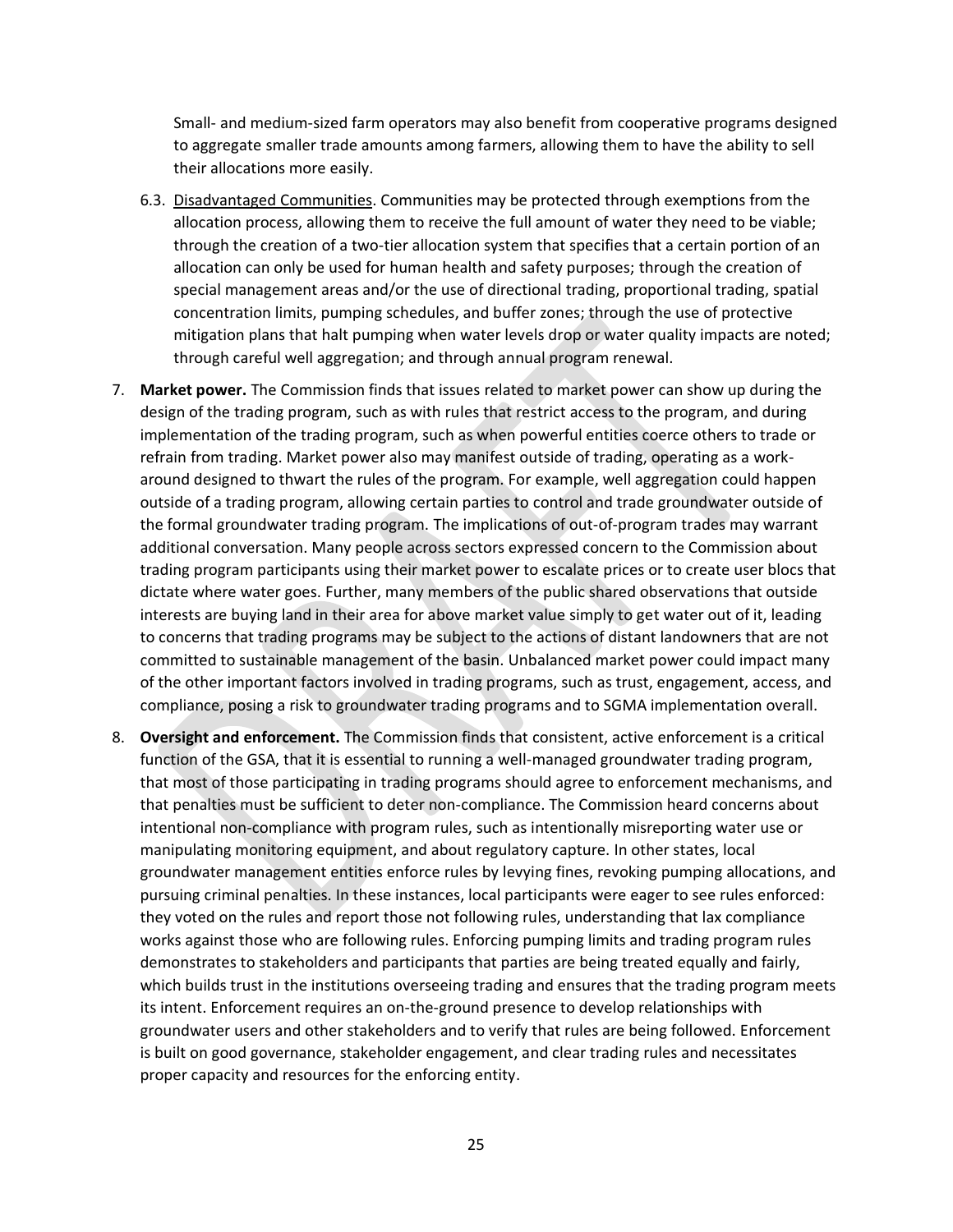Small- and medium-sized farm operators may also benefit from cooperative programs designed to aggregate smaller trade amounts among farmers, allowing them to have the ability to sell their allocations more easily.

6.3. Disadvantaged Communities. Communities may be protected through exemptions from the allocation process, allowing them to receive the full amount of water they need to be viable; through the creation of a two-tier allocation system that specifies that a certain portion of an allocation can only be used for human health and safety purposes; through the creation of special management areas and/or the use of directional trading, proportional trading, spatial concentration limits, pumping schedules, and buffer zones; through the use of protective mitigation plans that halt pumping when water levels drop or water quality impacts are noted; through careful well aggregation; and through annual program renewal.

7. **Market power.** The Commission finds that issues related to market power can show up during the design of the trading program, such as with rules that restrict access to the program, and during implementation of the trading program, such as when powerful entities coerce others to trade or refrain from trading. Market power also may manifest outside of trading, operating as a work-around designed to thwart the rules of the program. For example, well aggregation could happen outside of a trading program, allowing certain parties to control and trade groundwater outside of the formal groundwater trading program. The implications of out-of-program trades may warrant additional conversation. Many people across sectors expressed concern to the Commission about trading program participants using their market power to escalate prices or to create user blocs that dictate where water goes. Further, many members of the public shared observations that outside interests are buying land in their area for above market value simply to get water out of it, leading to concerns that trading programs may be subject to the actions of distant landowners that are not committed to sustainable management of the basin. Unbalanced market power could impact many of the other important factors involved in trading programs, such as trust, engagement, access, and compliance, posing a risk to groundwater trading programs and to SGMA implementation overall.

8. **Oversight and enforcement.** The Commission finds that consistent, active enforcement is a critical function of the GSA, that it is essential to running a well-managed groundwater trading program, that most of those participating in trading programs should agree to enforcement mechanisms, and that penalties must be sufficient to deter non-compliance. The Commission heard concerns about intentional non-compliance with program rules, such as intentionally misreporting water use or manipulating monitoring equipment, and about regulatory capture. In other states, local groundwater management entities enforce rules by levying fines, revoking pumping allocations, and pursuing criminal penalties. In these instances, local participants were eager to see rules enforced: they voted on the rules and report those not following rules, understanding that lax compliance works against those who are following rules. Enforcing pumping limits and trading program rules demonstrates to stakeholders and participants that parties are being treated equally and fairly, which builds trust in the institutions overseeing trading and ensures that the trading program meets its intent. Enforcement requires an on-the-ground presence to develop relationships with groundwater users and other stakeholders and to verify that rules are being followed. Enforcement is built on good governance, stakeholder engagement, and clear trading rules and necessitates proper capacity and resources for the enforcing entity.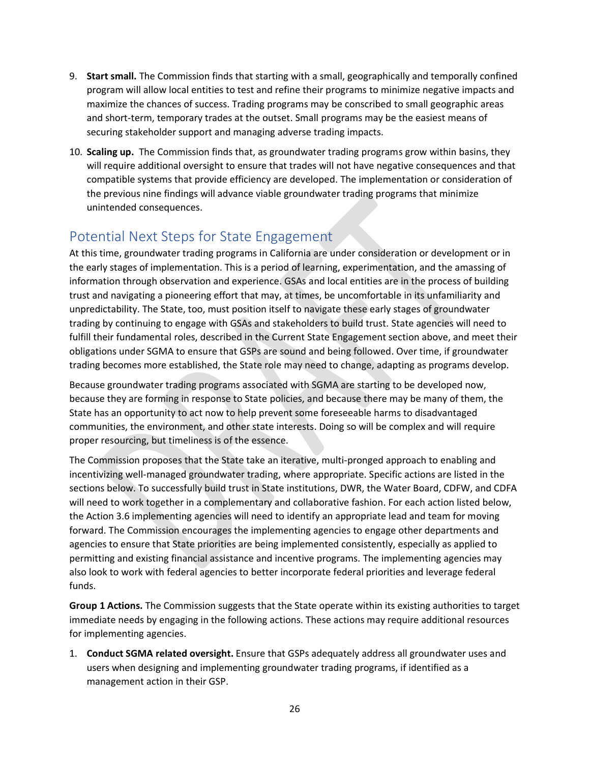9. **Start small.** The Commission finds that starting with a small, geographically and temporally confined program will allow local entities to test and refine their programs to minimize negative impacts and maximize the chances of success. Trading programs may be conscribed to small geographic areas and short-term, temporary trades at the outset. Small programs may be the easiest means of securing stakeholder support and managing adverse trading impacts.
10. **Scaling up.** The Commission finds that, as groundwater trading programs grow within basins, they will require additional oversight to ensure that trades will not have negative consequences and that compatible systems that provide efficiency are developed. The implementation or consideration of the previous nine findings will advance viable groundwater trading programs that minimize unintended consequences.

## Potential Next Steps for State Engagement

At this time, groundwater trading programs in California are under consideration or development or in the early stages of implementation. This is a period of learning, experimentation, and the amassing of information through observation and experience. GSAs and local entities are in the process of building trust and navigating a pioneering effort that may, at times, be uncomfortable in its unfamiliarity and unpredictability. The State, too, must position itself to navigate these early stages of groundwater trading by continuing to engage with GSAs and stakeholders to build trust. State agencies will need to fulfill their fundamental roles, described in the Current State Engagement section above, and meet their obligations under SGMA to ensure that GSPs are sound and being followed. Over time, if groundwater trading becomes more established, the State role may need to change, adapting as programs develop.

Because groundwater trading programs associated with SGMA are starting to be developed now, because they are forming in response to State policies, and because there may be many of them, the State has an opportunity to act now to help prevent some foreseeable harms to disadvantaged communities, the environment, and other state interests. Doing so will be complex and will require proper resourcing, but timeliness is of the essence.

The Commission proposes that the State take an iterative, multi-pronged approach to enabling and incentivizing well-managed groundwater trading, where appropriate. Specific actions are listed in the sections below. To successfully build trust in State institutions, DWR, the Water Board, CDFW, and CDFA will need to work together in a complementary and collaborative fashion. For each action listed below, the Action 3.6 implementing agencies will need to identify an appropriate lead and team for moving forward. The Commission encourages the implementing agencies to engage other departments and agencies to ensure that State priorities are being implemented consistently, especially as applied to permitting and existing financial assistance and incentive programs. The implementing agencies may also look to work with federal agencies to better incorporate federal priorities and leverage federal funds.

**Group 1 Actions.** The Commission suggests that the State operate within its existing authorities to target immediate needs by engaging in the following actions. These actions may require additional resources for implementing agencies.

1. **Conduct SGMA related oversight.** Ensure that GSPs adequately address all groundwater uses and users when designing and implementing groundwater trading programs, if identified as a management action in their GSP.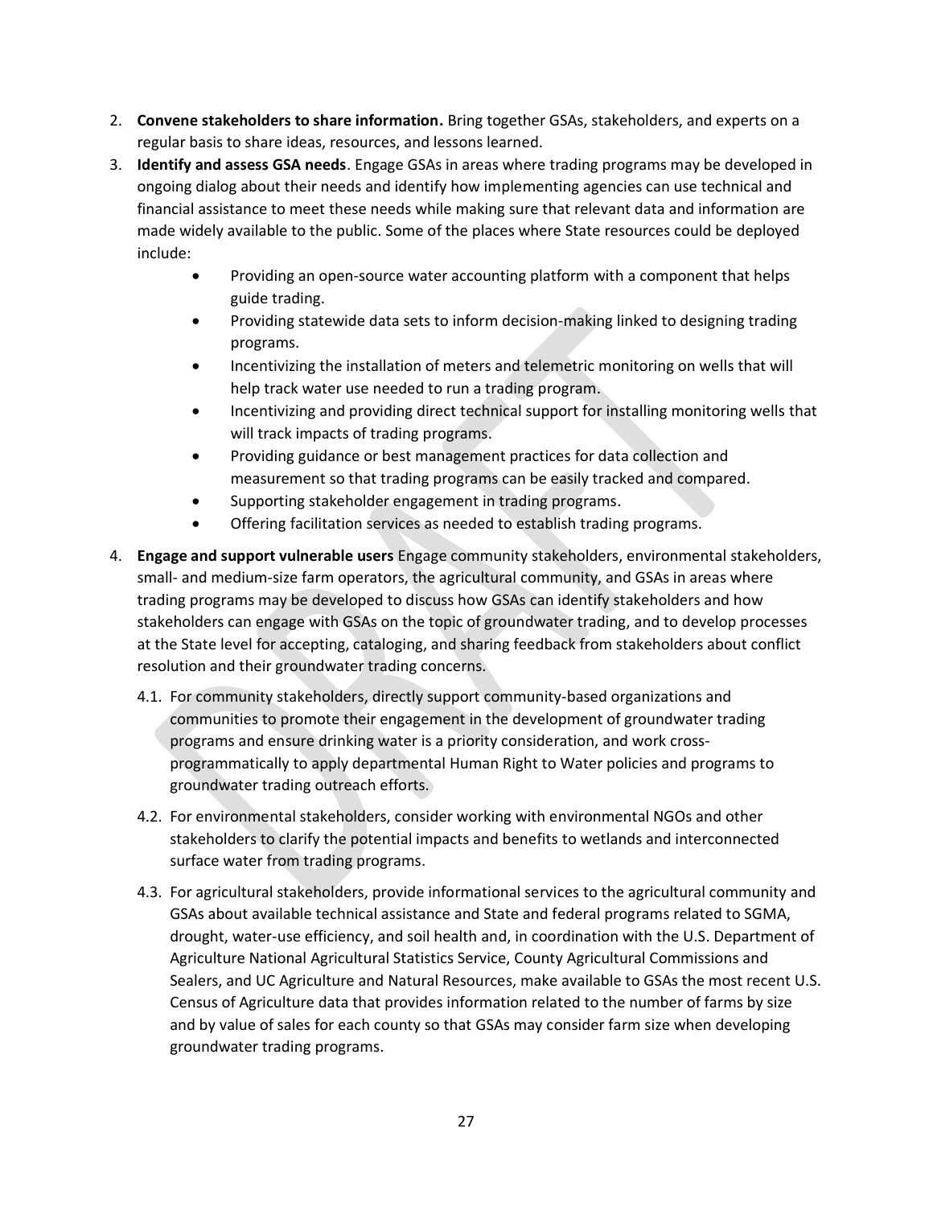2. **Convene stakeholders to share information.** Bring together GSAs, stakeholders, and experts on a regular basis to share ideas, resources, and lessons learned.
3. **Identify and assess GSA needs**. Engage GSAs in areas where trading programs may be developed in ongoing dialog about their needs and identify how implementing agencies can use technical and financial assistance to meet these needs while making sure that relevant data and information are made widely available to the public. Some of the places where State resources could be deployed include:
    - Providing an open-source water accounting platform with a component that helps guide trading.
    - Providing statewide data sets to inform decision-making linked to designing trading programs.
    - Incentivizing the installation of meters and telemetric monitoring on wells that will help track water use needed to run a trading program.
    - Incentivizing and providing direct technical support for installing monitoring wells that will track impacts of trading programs.
    - Providing guidance or best management practices for data collection and measurement so that trading programs can be easily tracked and compared.
    - Supporting stakeholder engagement in trading programs.
    - Offering facilitation services as needed to establish trading programs.
4. **Engage and support vulnerable users** Engage community stakeholders, environmental stakeholders, small- and medium-size farm operators, the agricultural community, and GSAs in areas where trading programs may be developed to discuss how GSAs can identify stakeholders and how stakeholders can engage with GSAs on the topic of groundwater trading, and to develop processes at the State level for accepting, cataloging, and sharing feedback from stakeholders about conflict resolution and their groundwater trading concerns.

    4.1. For community stakeholders, directly support community-based organizations and communities to promote their engagement in the development of groundwater trading programs and ensure drinking water is a priority consideration, and work cross-programmatically to apply departmental Human Right to Water policies and programs to groundwater trading outreach efforts.

    4.2. For environmental stakeholders, consider working with environmental NGOs and other stakeholders to clarify the potential impacts and benefits to wetlands and interconnected surface water from trading programs.

    4.3. For agricultural stakeholders, provide informational services to the agricultural community and GSAs about available technical assistance and State and federal programs related to SGMA, drought, water-use efficiency, and soil health and, in coordination with the U.S. Department of Agriculture National Agricultural Statistics Service, County Agricultural Commissions and Sealers, and UC Agriculture and Natural Resources, make available to GSAs the most recent U.S. Census of Agriculture data that provides information related to the number of farms by size and by value of sales for each county so that GSAs may consider farm size when developing groundwater trading programs.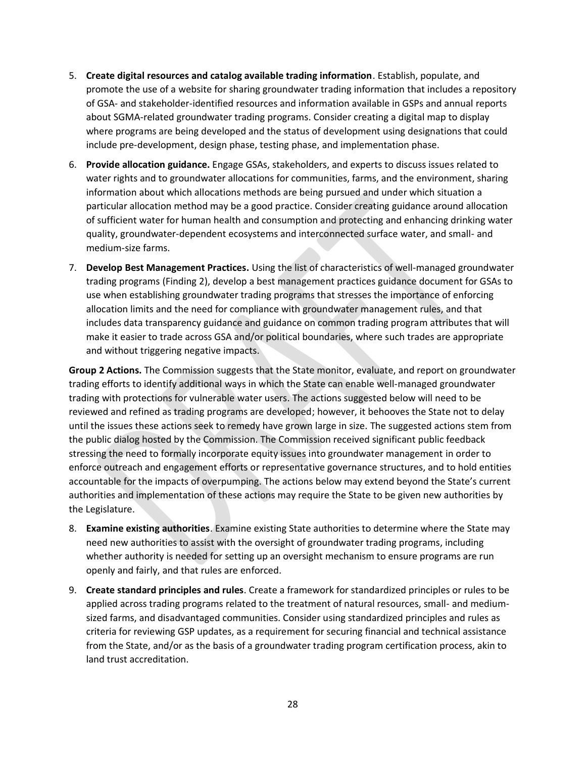5. **Create digital resources and catalog available trading information**. Establish, populate, and promote the use of a website for sharing groundwater trading information that includes a repository of GSA- and stakeholder-identified resources and information available in GSPs and annual reports about SGMA-related groundwater trading programs. Consider creating a digital map to display where programs are being developed and the status of development using designations that could include pre-development, design phase, testing phase, and implementation phase.

6. **Provide allocation guidance.** Engage GSAs, stakeholders, and experts to discuss issues related to water rights and to groundwater allocations for communities, farms, and the environment, sharing information about which allocations methods are being pursued and under which situation a particular allocation method may be a good practice. Consider creating guidance around allocation of sufficient water for human health and consumption and protecting and enhancing drinking water quality, groundwater-dependent ecosystems and interconnected surface water, and small- and medium-size farms.

7. **Develop Best Management Practices.** Using the list of characteristics of well-managed groundwater trading programs (Finding 2), develop a best management practices guidance document for GSAs to use when establishing groundwater trading programs that stresses the importance of enforcing allocation limits and the need for compliance with groundwater management rules, and that includes data transparency guidance and guidance on common trading program attributes that will make it easier to trade across GSA and/or political boundaries, where such trades are appropriate and without triggering negative impacts.

**Group 2 Actions.** The Commission suggests that the State monitor, evaluate, and report on groundwater trading efforts to identify additional ways in which the State can enable well-managed groundwater trading with protections for vulnerable water users. The actions suggested below will need to be reviewed and refined as trading programs are developed; however, it behooves the State not to delay until the issues these actions seek to remedy have grown large in size. The suggested actions stem from the public dialog hosted by the Commission. The Commission received significant public feedback stressing the need to formally incorporate equity issues into groundwater management in order to enforce outreach and engagement efforts or representative governance structures, and to hold entities accountable for the impacts of overpumping. The actions below may extend beyond the State's current authorities and implementation of these actions may require the State to be given new authorities by the Legislature.

8. **Examine existing authorities**. Examine existing State authorities to determine where the State may need new authorities to assist with the oversight of groundwater trading programs, including whether authority is needed for setting up an oversight mechanism to ensure programs are run openly and fairly, and that rules are enforced.

9. **Create standard principles and rules**. Create a framework for standardized principles or rules to be applied across trading programs related to the treatment of natural resources, small- and medium-sized farms, and disadvantaged communities. Consider using standardized principles and rules as criteria for reviewing GSP updates, as a requirement for securing financial and technical assistance from the State, and/or as the basis of a groundwater trading program certification process, akin to land trust accreditation.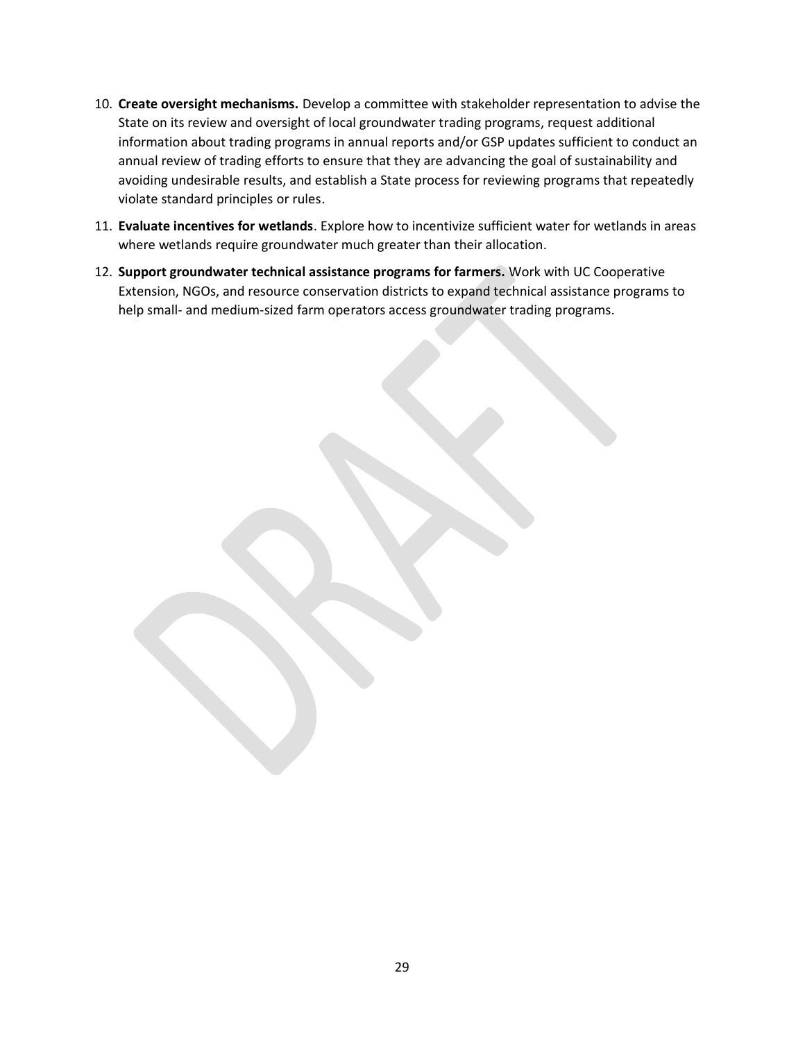10. **Create oversight mechanisms.** Develop a committee with stakeholder representation to advise the State on its review and oversight of local groundwater trading programs, request additional information about trading programs in annual reports and/or GSP updates sufficient to conduct an annual review of trading efforts to ensure that they are advancing the goal of sustainability and avoiding undesirable results, and establish a State process for reviewing programs that repeatedly violate standard principles or rules.
11. **Evaluate incentives for wetlands**. Explore how to incentivize sufficient water for wetlands in areas where wetlands require groundwater much greater than their allocation.
12. **Support groundwater technical assistance programs for farmers.** Work with UC Cooperative Extension, NGOs, and resource conservation districts to expand technical assistance programs to help small- and medium-sized farm operators access groundwater trading programs.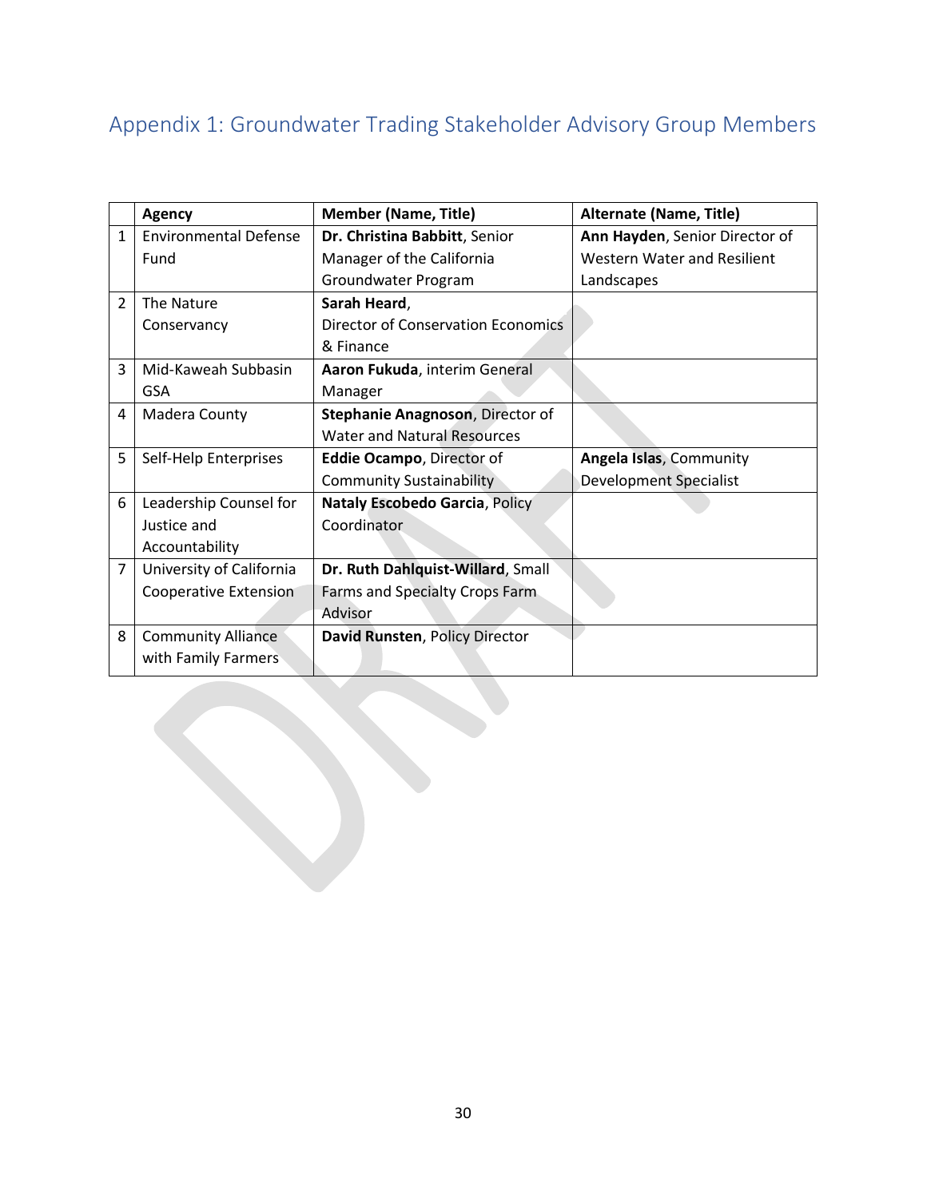## Appendix 1: Groundwater Trading Stakeholder Advisory Group Members

| | Agency | Member (Name, Title) | Alternate (Name, Title) |
|---|---|---|---|
| 1 | Environmental Defense Fund | **Dr. Christina Babbitt**, Senior Manager of the California Groundwater Program | **Ann Hayden**, Senior Director of Western Water and Resilient Landscapes |
| 2 | The Nature Conservancy | **Sarah Heard**, Director of Conservation Economics & Finance | |
| 3 | Mid-Kaweah Subbasin GSA | **Aaron Fukuda**, interim General Manager | |
| 4 | Madera County | **Stephanie Anagnoson**, Director of Water and Natural Resources | |
| 5 | Self-Help Enterprises | **Eddie Ocampo**, Director of Community Sustainability | **Angela Islas**, Community Development Specialist |
| 6 | Leadership Counsel for Justice and Accountability | **Nataly Escobedo Garcia**, Policy Coordinator | |
| 7 | University of California Cooperative Extension | **Dr. Ruth Dahlquist-Willard**, Small Farms and Specialty Crops Farm Advisor | |
| 8 | Community Alliance with Family Farmers | **David Runsten**, Policy Director | |